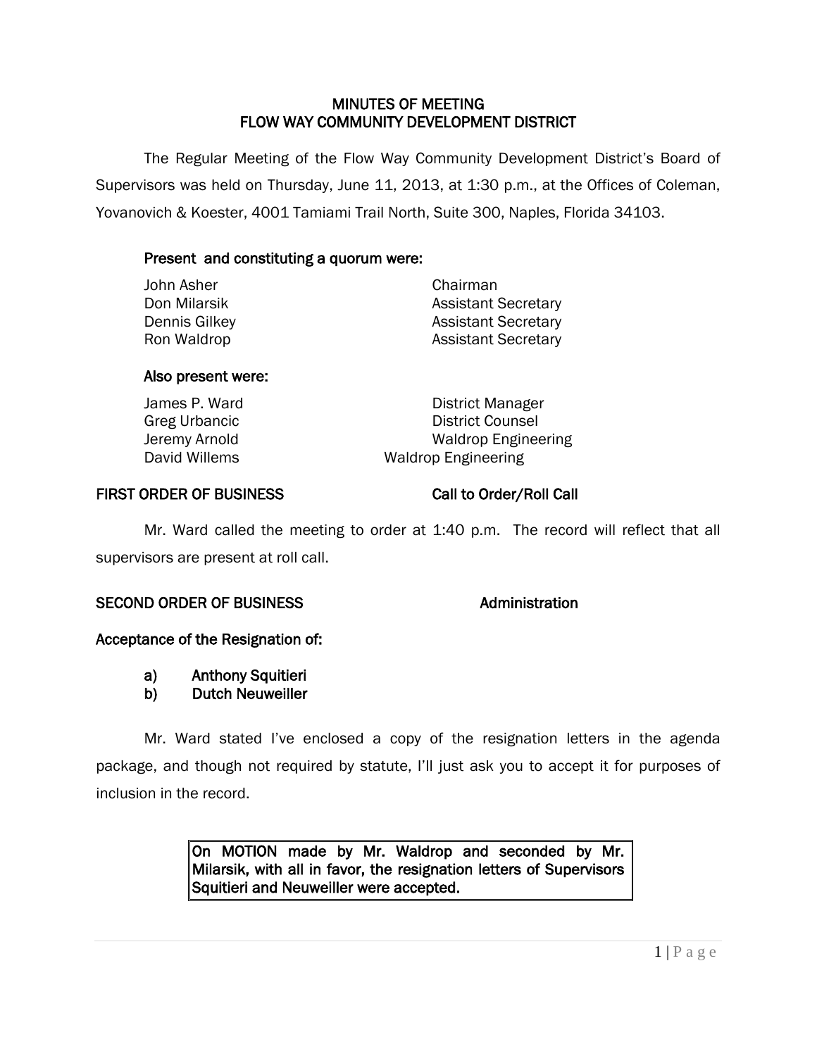# MINUTES OF MEETING
# FLOW WAY COMMUNITY DEVELOPMENT DISTRICT

The Regular Meeting of the Flow Way Community Development District's Board of Supervisors was held on Thursday, June 11, 2013, at 1:30 p.m., at the Offices of Coleman, Yovanovich & Koester, 4001 Tamiami Trail North, Suite 300, Naples, Florida 34103.

**Present and constituting a quorum were:**

| | |
|---|---|
| John Asher | Chairman |
| Don Milarsik | Assistant Secretary |
| Dennis Gilkey | Assistant Secretary |
| Ron Waldrop | Assistant Secretary |

**Also present were:**

| | |
|---|---|
| James P. Ward | District Manager |
| Greg Urbancic | District Counsel |
| Jeremy Arnold | Waldrop Engineering |
| David Willems | Waldrop Engineering |

**FIRST ORDER OF BUSINESS — Call to Order/Roll Call**

Mr. Ward called the meeting to order at 1:40 p.m. The record will reflect that all supervisors are present at roll call.

**SECOND ORDER OF BUSINESS — Administration**

**Acceptance of the Resignation of:**

a) **Anthony Squitieri**
b) **Dutch Neuweiller**

Mr. Ward stated I've enclosed a copy of the resignation letters in the agenda package, and though not required by statute, I'll just ask you to accept it for purposes of inclusion in the record.

> **On MOTION made by Mr. Waldrop and seconded by Mr. Milarsik, with all in favor, the resignation letters of Supervisors Squitieri and Neuweiller were accepted.**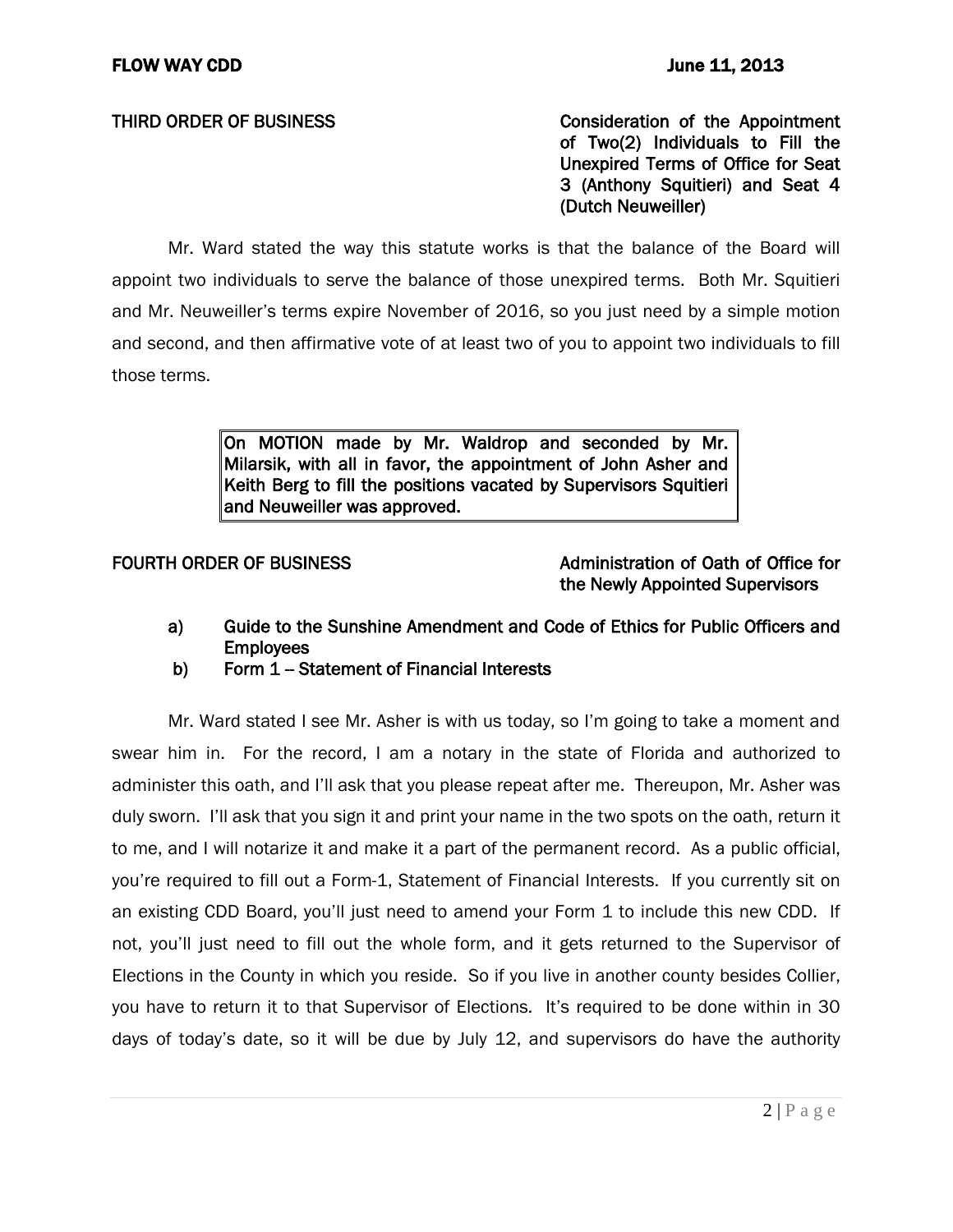**THIRD ORDER OF BUSINESS** **Consideration of the Appointment of Two(2) Individuals to Fill the Unexpired Terms of Office for Seat 3 (Anthony Squitieri) and Seat 4 (Dutch Neuweiller)**

Mr. Ward stated the way this statute works is that the balance of the Board will appoint two individuals to serve the balance of those unexpired terms. Both Mr. Squitieri and Mr. Neuweiller's terms expire November of 2016, so you just need by a simple motion and second, and then affirmative vote of at least two of you to appoint two individuals to fill those terms.

> **On MOTION made by Mr. Waldrop and seconded by Mr. Milarsik, with all in favor, the appointment of John Asher and Keith Berg to fill the positions vacated by Supervisors Squitieri and Neuweiller was approved.**

**FOURTH ORDER OF BUSINESS** **Administration of Oath of Office for the Newly Appointed Supervisors**

- **a) Guide to the Sunshine Amendment and Code of Ethics for Public Officers and Employees**
- **b) Form 1 – Statement of Financial Interests**

Mr. Ward stated I see Mr. Asher is with us today, so I'm going to take a moment and swear him in. For the record, I am a notary in the state of Florida and authorized to administer this oath, and I'll ask that you please repeat after me. Thereupon, Mr. Asher was duly sworn. I'll ask that you sign it and print your name in the two spots on the oath, return it to me, and I will notarize it and make it a part of the permanent record. As a public official, you're required to fill out a Form-1, Statement of Financial Interests. If you currently sit on an existing CDD Board, you'll just need to amend your Form 1 to include this new CDD. If not, you'll just need to fill out the whole form, and it gets returned to the Supervisor of Elections in the County in which you reside. So if you live in another county besides Collier, you have to return it to that Supervisor of Elections. It's required to be done within in 30 days of today's date, so it will be due by July 12, and supervisors do have the authority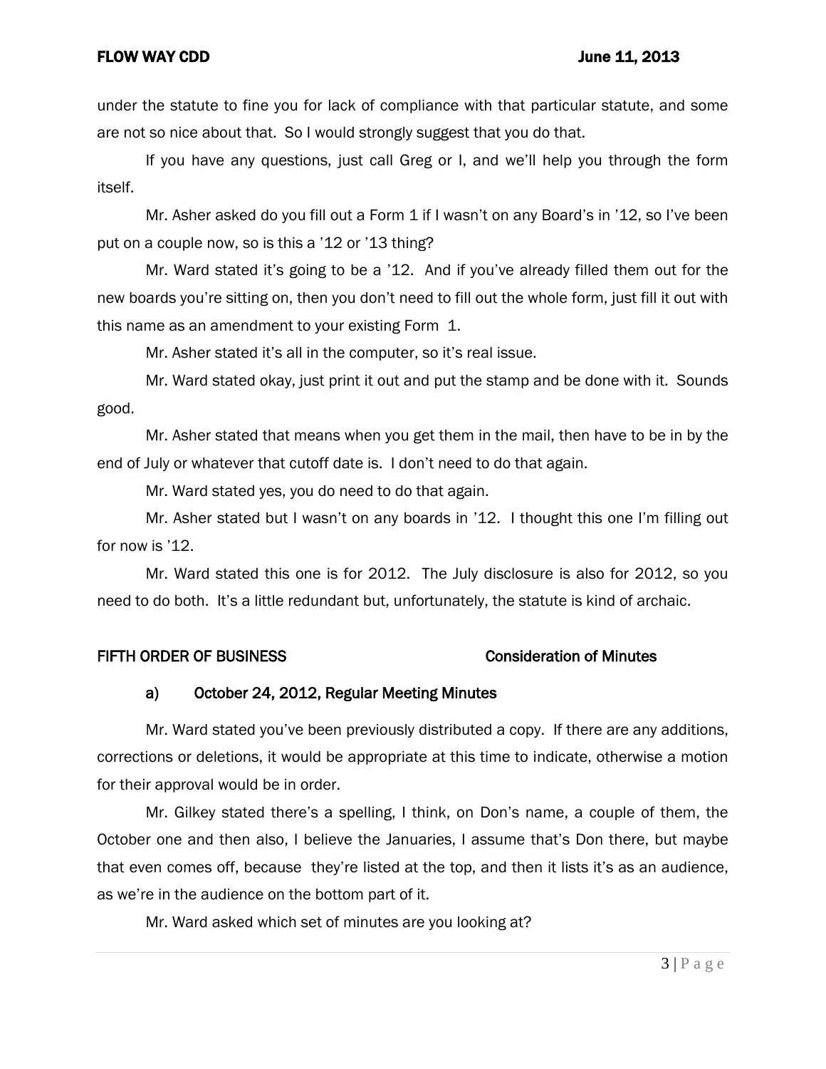under the statute to fine you for lack of compliance with that particular statute, and some are not so nice about that. So I would strongly suggest that you do that.

If you have any questions, just call Greg or I, and we'll help you through the form itself.

Mr. Asher asked do you fill out a Form 1 if I wasn't on any Board's in '12, so I've been put on a couple now, so is this a '12 or '13 thing?

Mr. Ward stated it's going to be a '12. And if you've already filled them out for the new boards you're sitting on, then you don't need to fill out the whole form, just fill it out with this name as an amendment to your existing Form 1.

Mr. Asher stated it's all in the computer, so it's real issue.

Mr. Ward stated okay, just print it out and put the stamp and be done with it. Sounds good.

Mr. Asher stated that means when you get them in the mail, then have to be in by the end of July or whatever that cutoff date is. I don't need to do that again.

Mr. Ward stated yes, you do need to do that again.

Mr. Asher stated but I wasn't on any boards in '12. I thought this one I'm filling out for now is '12.

Mr. Ward stated this one is for 2012. The July disclosure is also for 2012, so you need to do both. It's a little redundant but, unfortunately, the statute is kind of archaic.

## FIFTH ORDER OF BUSINESS — Consideration of Minutes

### a) October 24, 2012, Regular Meeting Minutes

Mr. Ward stated you've been previously distributed a copy. If there are any additions, corrections or deletions, it would be appropriate at this time to indicate, otherwise a motion for their approval would be in order.

Mr. Gilkey stated there's a spelling, I think, on Don's name, a couple of them, the October one and then also, I believe the Januaries, I assume that's Don there, but maybe that even comes off, because they're listed at the top, and then it lists it's as an audience, as we're in the audience on the bottom part of it.

Mr. Ward asked which set of minutes are you looking at?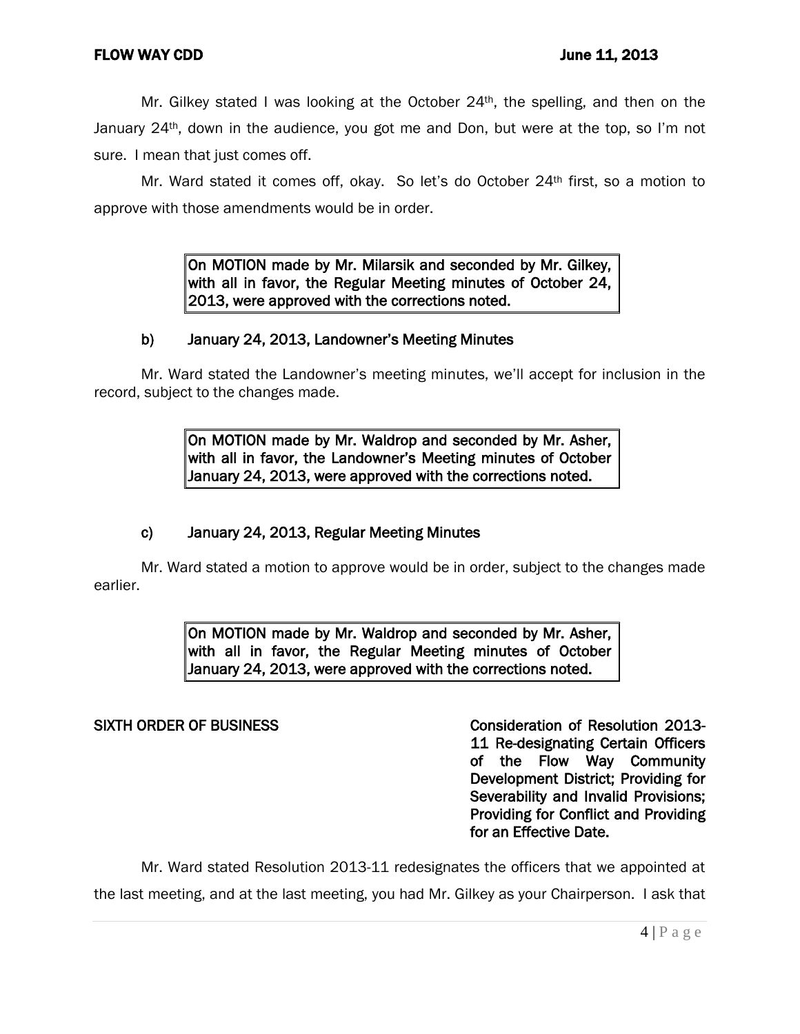Mr. Gilkey stated I was looking at the October 24th, the spelling, and then on the January 24th, down in the audience, you got me and Don, but were at the top, so I'm not sure. I mean that just comes off.

Mr. Ward stated it comes off, okay. So let's do October 24th first, so a motion to approve with those amendments would be in order.

> **On MOTION made by Mr. Milarsik and seconded by Mr. Gilkey, with all in favor, the Regular Meeting minutes of October 24, 2013, were approved with the corrections noted.**

**b) January 24, 2013, Landowner's Meeting Minutes**

Mr. Ward stated the Landowner's meeting minutes, we'll accept for inclusion in the record, subject to the changes made.

> **On MOTION made by Mr. Waldrop and seconded by Mr. Asher, with all in favor, the Landowner's Meeting minutes of October January 24, 2013, were approved with the corrections noted.**

**c) January 24, 2013, Regular Meeting Minutes**

Mr. Ward stated a motion to approve would be in order, subject to the changes made earlier.

> **On MOTION made by Mr. Waldrop and seconded by Mr. Asher, with all in favor, the Regular Meeting minutes of October January 24, 2013, were approved with the corrections noted.**

**SIXTH ORDER OF BUSINESS** — **Consideration of Resolution 2013-11 Re-designating Certain Officers of the Flow Way Community Development District; Providing for Severability and Invalid Provisions; Providing for Conflict and Providing for an Effective Date.**

Mr. Ward stated Resolution 2013-11 redesignates the officers that we appointed at the last meeting, and at the last meeting, you had Mr. Gilkey as your Chairperson. I ask that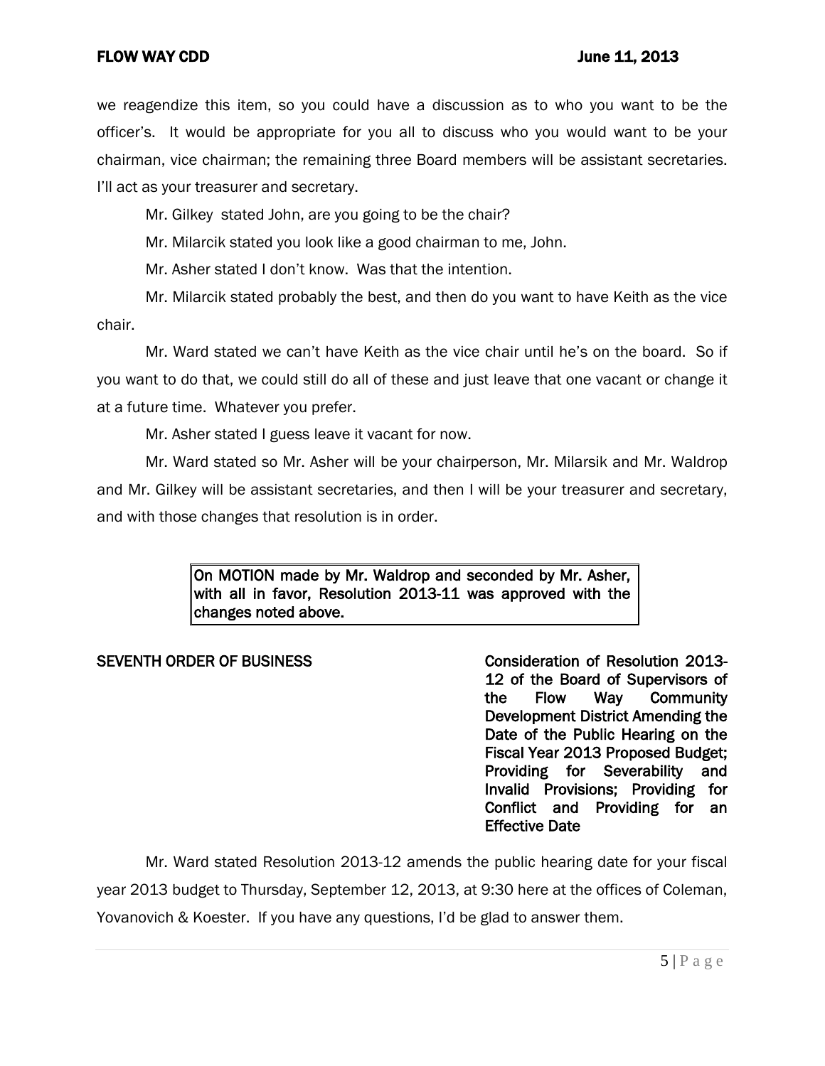we reagendize this item, so you could have a discussion as to who you want to be the officer's. It would be appropriate for you all to discuss who you would want to be your chairman, vice chairman; the remaining three Board members will be assistant secretaries. I'll act as your treasurer and secretary.

Mr. Gilkey stated John, are you going to be the chair?

Mr. Milarcik stated you look like a good chairman to me, John.

Mr. Asher stated I don't know. Was that the intention.

Mr. Milarcik stated probably the best, and then do you want to have Keith as the vice chair.

Mr. Ward stated we can't have Keith as the vice chair until he's on the board. So if you want to do that, we could still do all of these and just leave that one vacant or change it at a future time. Whatever you prefer.

Mr. Asher stated I guess leave it vacant for now.

Mr. Ward stated so Mr. Asher will be your chairperson, Mr. Milarsik and Mr. Waldrop and Mr. Gilkey will be assistant secretaries, and then I will be your treasurer and secretary, and with those changes that resolution is in order.

> **On MOTION made by Mr. Waldrop and seconded by Mr. Asher, with all in favor, Resolution 2013-11 was approved with the changes noted above.**

**SEVENTH ORDER OF BUSINESS** — **Consideration of Resolution 2013-12 of the Board of Supervisors of the Flow Way Community Development District Amending the Date of the Public Hearing on the Fiscal Year 2013 Proposed Budget; Providing for Severability and Invalid Provisions; Providing for Conflict and Providing for an Effective Date**

Mr. Ward stated Resolution 2013-12 amends the public hearing date for your fiscal year 2013 budget to Thursday, September 12, 2013, at 9:30 here at the offices of Coleman, Yovanovich & Koester. If you have any questions, I'd be glad to answer them.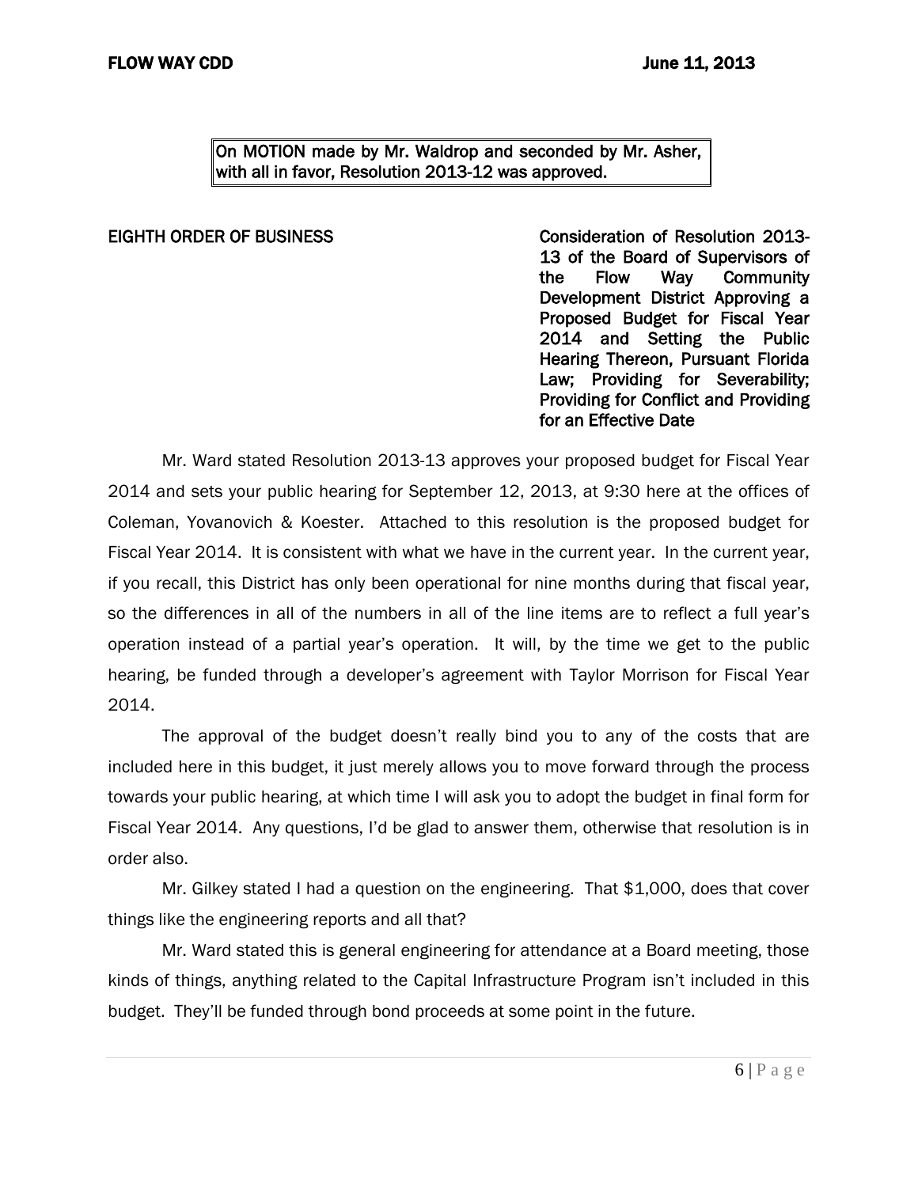**On MOTION made by Mr. Waldrop and seconded by Mr. Asher, with all in favor, Resolution 2013-12 was approved.**

**EIGHTH ORDER OF BUSINESS** — **Consideration of Resolution 2013-13 of the Board of Supervisors of the Flow Way Community Development District Approving a Proposed Budget for Fiscal Year 2014 and Setting the Public Hearing Thereon, Pursuant Florida Law; Providing for Severability; Providing for Conflict and Providing for an Effective Date**

Mr. Ward stated Resolution 2013-13 approves your proposed budget for Fiscal Year 2014 and sets your public hearing for September 12, 2013, at 9:30 here at the offices of Coleman, Yovanovich & Koester. Attached to this resolution is the proposed budget for Fiscal Year 2014. It is consistent with what we have in the current year. In the current year, if you recall, this District has only been operational for nine months during that fiscal year, so the differences in all of the numbers in all of the line items are to reflect a full year's operation instead of a partial year's operation. It will, by the time we get to the public hearing, be funded through a developer's agreement with Taylor Morrison for Fiscal Year 2014.

The approval of the budget doesn't really bind you to any of the costs that are included here in this budget, it just merely allows you to move forward through the process towards your public hearing, at which time I will ask you to adopt the budget in final form for Fiscal Year 2014. Any questions, I'd be glad to answer them, otherwise that resolution is in order also.

Mr. Gilkey stated I had a question on the engineering. That $1,000, does that cover things like the engineering reports and all that?

Mr. Ward stated this is general engineering for attendance at a Board meeting, those kinds of things, anything related to the Capital Infrastructure Program isn't included in this budget. They'll be funded through bond proceeds at some point in the future.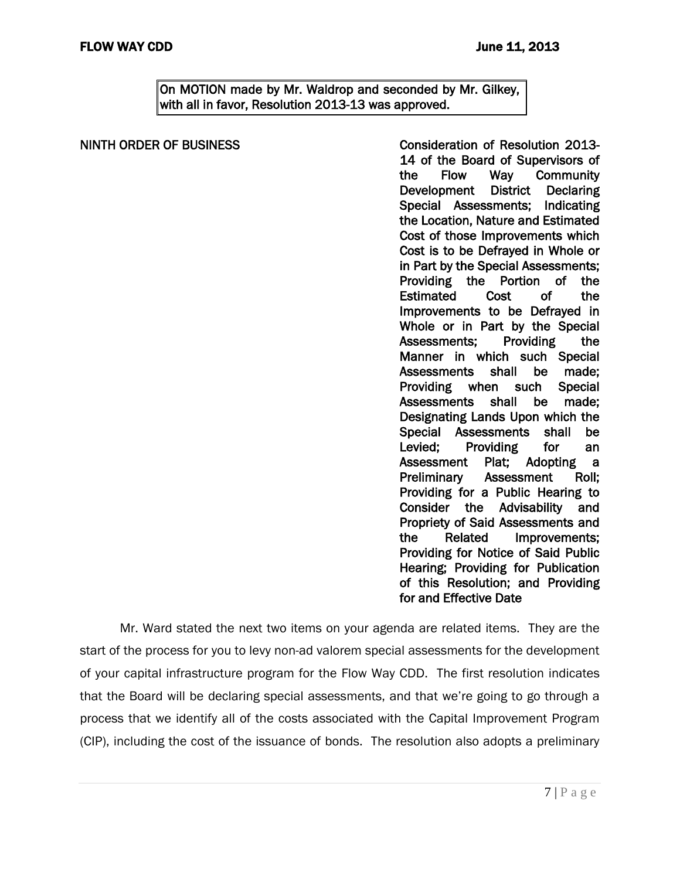> On MOTION made by Mr. Waldrop and seconded by Mr. Gilkey, with all in favor, Resolution 2013-13 was approved.

**NINTH ORDER OF BUSINESS** — **Consideration of Resolution 2013-14 of the Board of Supervisors of the Flow Way Community Development District Declaring Special Assessments; Indicating the Location, Nature and Estimated Cost of those Improvements which Cost is to be Defrayed in Whole or in Part by the Special Assessments; Providing the Portion of the Estimated Cost of the Improvements to be Defrayed in Whole or in Part by the Special Assessments; Providing the Manner in which such Special Assessments shall be made; Providing when such Special Assessments shall be made; Designating Lands Upon which the Special Assessments shall be Levied; Providing for an Assessment Plat; Adopting a Preliminary Assessment Roll; Providing for a Public Hearing to Consider the Advisability and Propriety of Said Assessments and the Related Improvements; Providing for Notice of Said Public Hearing; Providing for Publication of this Resolution; and Providing for and Effective Date**

Mr. Ward stated the next two items on your agenda are related items. They are the start of the process for you to levy non-ad valorem special assessments for the development of your capital infrastructure program for the Flow Way CDD. The first resolution indicates that the Board will be declaring special assessments, and that we're going to go through a process that we identify all of the costs associated with the Capital Improvement Program (CIP), including the cost of the issuance of bonds. The resolution also adopts a preliminary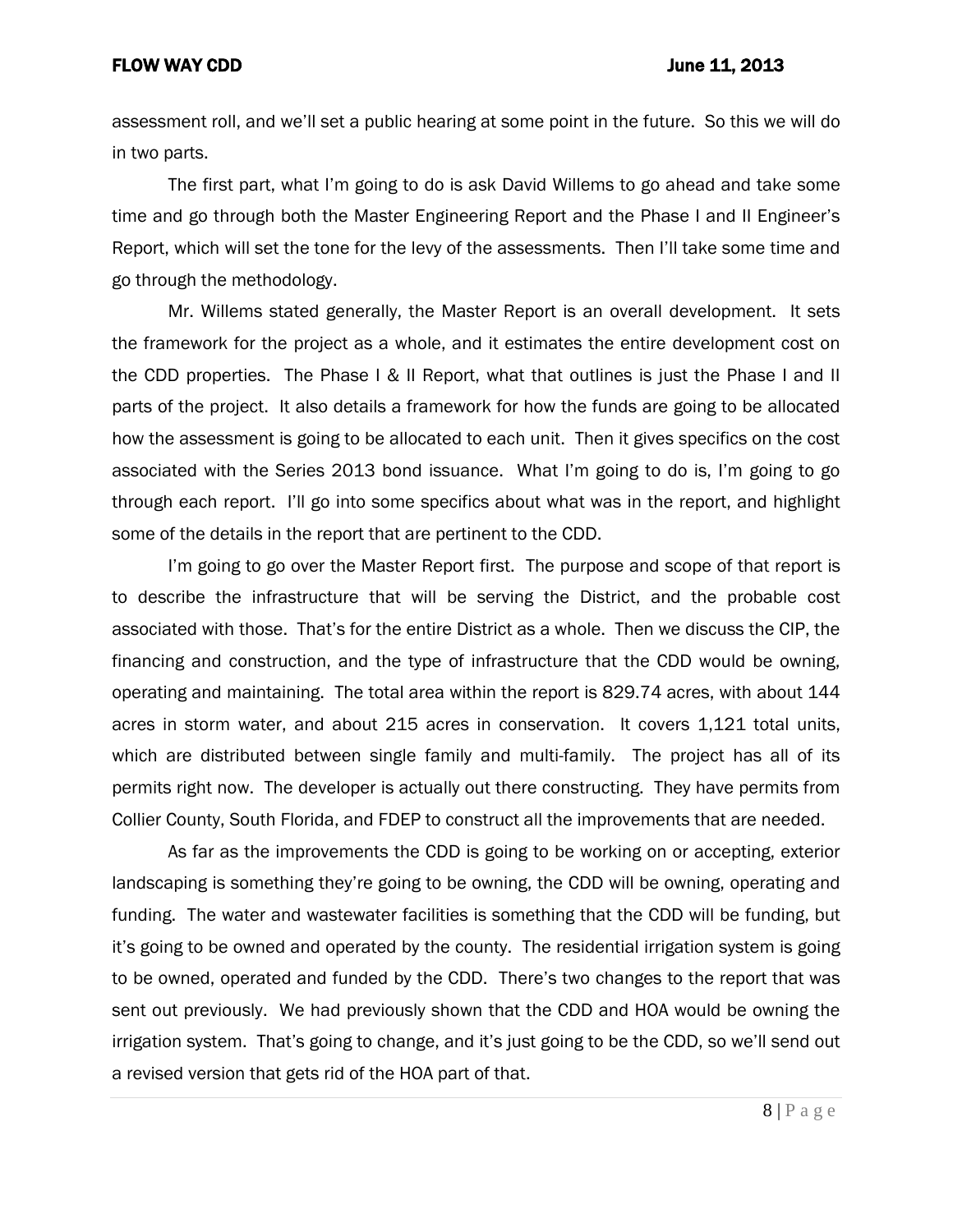assessment roll, and we'll set a public hearing at some point in the future. So this we will do in two parts.

The first part, what I'm going to do is ask David Willems to go ahead and take some time and go through both the Master Engineering Report and the Phase I and II Engineer's Report, which will set the tone for the levy of the assessments. Then I'll take some time and go through the methodology.

Mr. Willems stated generally, the Master Report is an overall development. It sets the framework for the project as a whole, and it estimates the entire development cost on the CDD properties. The Phase I & II Report, what that outlines is just the Phase I and II parts of the project. It also details a framework for how the funds are going to be allocated how the assessment is going to be allocated to each unit. Then it gives specifics on the cost associated with the Series 2013 bond issuance. What I'm going to do is, I'm going to go through each report. I'll go into some specifics about what was in the report, and highlight some of the details in the report that are pertinent to the CDD.

I'm going to go over the Master Report first. The purpose and scope of that report is to describe the infrastructure that will be serving the District, and the probable cost associated with those. That's for the entire District as a whole. Then we discuss the CIP, the financing and construction, and the type of infrastructure that the CDD would be owning, operating and maintaining. The total area within the report is 829.74 acres, with about 144 acres in storm water, and about 215 acres in conservation. It covers 1,121 total units, which are distributed between single family and multi-family. The project has all of its permits right now. The developer is actually out there constructing. They have permits from Collier County, South Florida, and FDEP to construct all the improvements that are needed.

As far as the improvements the CDD is going to be working on or accepting, exterior landscaping is something they're going to be owning, the CDD will be owning, operating and funding. The water and wastewater facilities is something that the CDD will be funding, but it's going to be owned and operated by the county. The residential irrigation system is going to be owned, operated and funded by the CDD. There's two changes to the report that was sent out previously. We had previously shown that the CDD and HOA would be owning the irrigation system. That's going to change, and it's just going to be the CDD, so we'll send out a revised version that gets rid of the HOA part of that.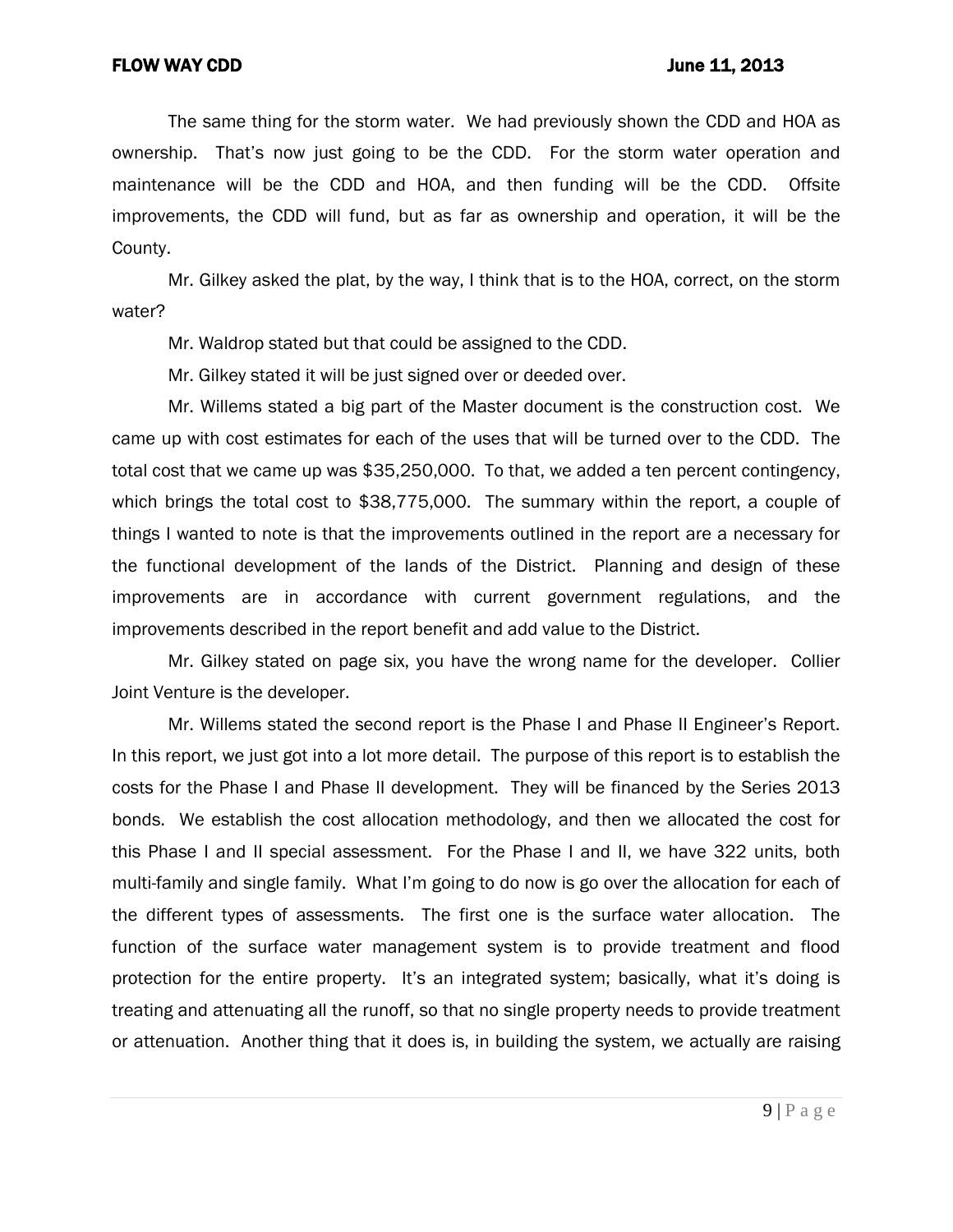The same thing for the storm water. We had previously shown the CDD and HOA as ownership. That's now just going to be the CDD. For the storm water operation and maintenance will be the CDD and HOA, and then funding will be the CDD. Offsite improvements, the CDD will fund, but as far as ownership and operation, it will be the County.

Mr. Gilkey asked the plat, by the way, I think that is to the HOA, correct, on the storm water?

Mr. Waldrop stated but that could be assigned to the CDD.

Mr. Gilkey stated it will be just signed over or deeded over.

Mr. Willems stated a big part of the Master document is the construction cost. We came up with cost estimates for each of the uses that will be turned over to the CDD. The total cost that we came up was $35,250,000. To that, we added a ten percent contingency, which brings the total cost to $38,775,000. The summary within the report, a couple of things I wanted to note is that the improvements outlined in the report are a necessary for the functional development of the lands of the District. Planning and design of these improvements are in accordance with current government regulations, and the improvements described in the report benefit and add value to the District.

Mr. Gilkey stated on page six, you have the wrong name for the developer. Collier Joint Venture is the developer.

Mr. Willems stated the second report is the Phase I and Phase II Engineer's Report. In this report, we just got into a lot more detail. The purpose of this report is to establish the costs for the Phase I and Phase II development. They will be financed by the Series 2013 bonds. We establish the cost allocation methodology, and then we allocated the cost for this Phase I and II special assessment. For the Phase I and II, we have 322 units, both multi-family and single family. What I'm going to do now is go over the allocation for each of the different types of assessments. The first one is the surface water allocation. The function of the surface water management system is to provide treatment and flood protection for the entire property. It's an integrated system; basically, what it's doing is treating and attenuating all the runoff, so that no single property needs to provide treatment or attenuation. Another thing that it does is, in building the system, we actually are raising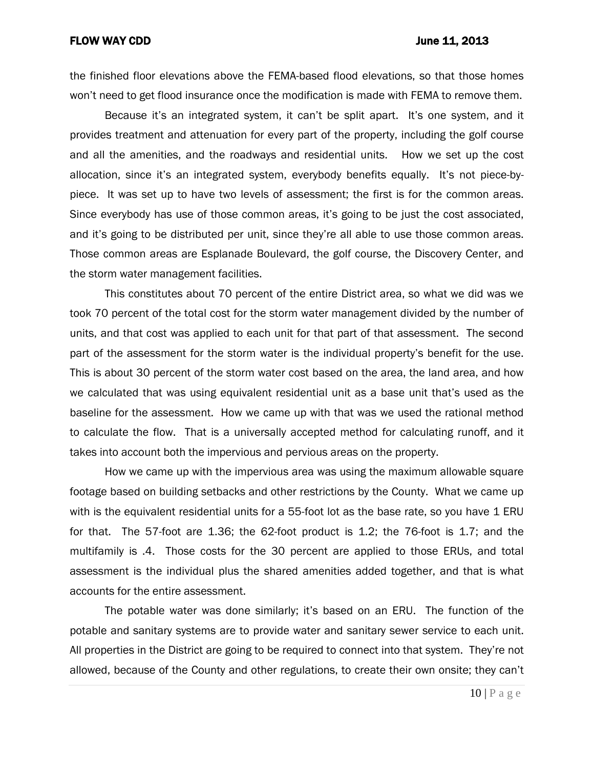the finished floor elevations above the FEMA-based flood elevations, so that those homes won't need to get flood insurance once the modification is made with FEMA to remove them.

Because it's an integrated system, it can't be split apart. It's one system, and it provides treatment and attenuation for every part of the property, including the golf course and all the amenities, and the roadways and residential units. How we set up the cost allocation, since it's an integrated system, everybody benefits equally. It's not piece-by-piece. It was set up to have two levels of assessment; the first is for the common areas. Since everybody has use of those common areas, it's going to be just the cost associated, and it's going to be distributed per unit, since they're all able to use those common areas. Those common areas are Esplanade Boulevard, the golf course, the Discovery Center, and the storm water management facilities.

This constitutes about 70 percent of the entire District area, so what we did was we took 70 percent of the total cost for the storm water management divided by the number of units, and that cost was applied to each unit for that part of that assessment. The second part of the assessment for the storm water is the individual property's benefit for the use. This is about 30 percent of the storm water cost based on the area, the land area, and how we calculated that was using equivalent residential unit as a base unit that's used as the baseline for the assessment. How we came up with that was we used the rational method to calculate the flow. That is a universally accepted method for calculating runoff, and it takes into account both the impervious and pervious areas on the property.

How we came up with the impervious area was using the maximum allowable square footage based on building setbacks and other restrictions by the County. What we came up with is the equivalent residential units for a 55-foot lot as the base rate, so you have 1 ERU for that. The 57-foot are 1.36; the 62-foot product is 1.2; the 76-foot is 1.7; and the multifamily is .4. Those costs for the 30 percent are applied to those ERUs, and total assessment is the individual plus the shared amenities added together, and that is what accounts for the entire assessment.

The potable water was done similarly; it's based on an ERU. The function of the potable and sanitary systems are to provide water and sanitary sewer service to each unit. All properties in the District are going to be required to connect into that system. They're not allowed, because of the County and other regulations, to create their own onsite; they can't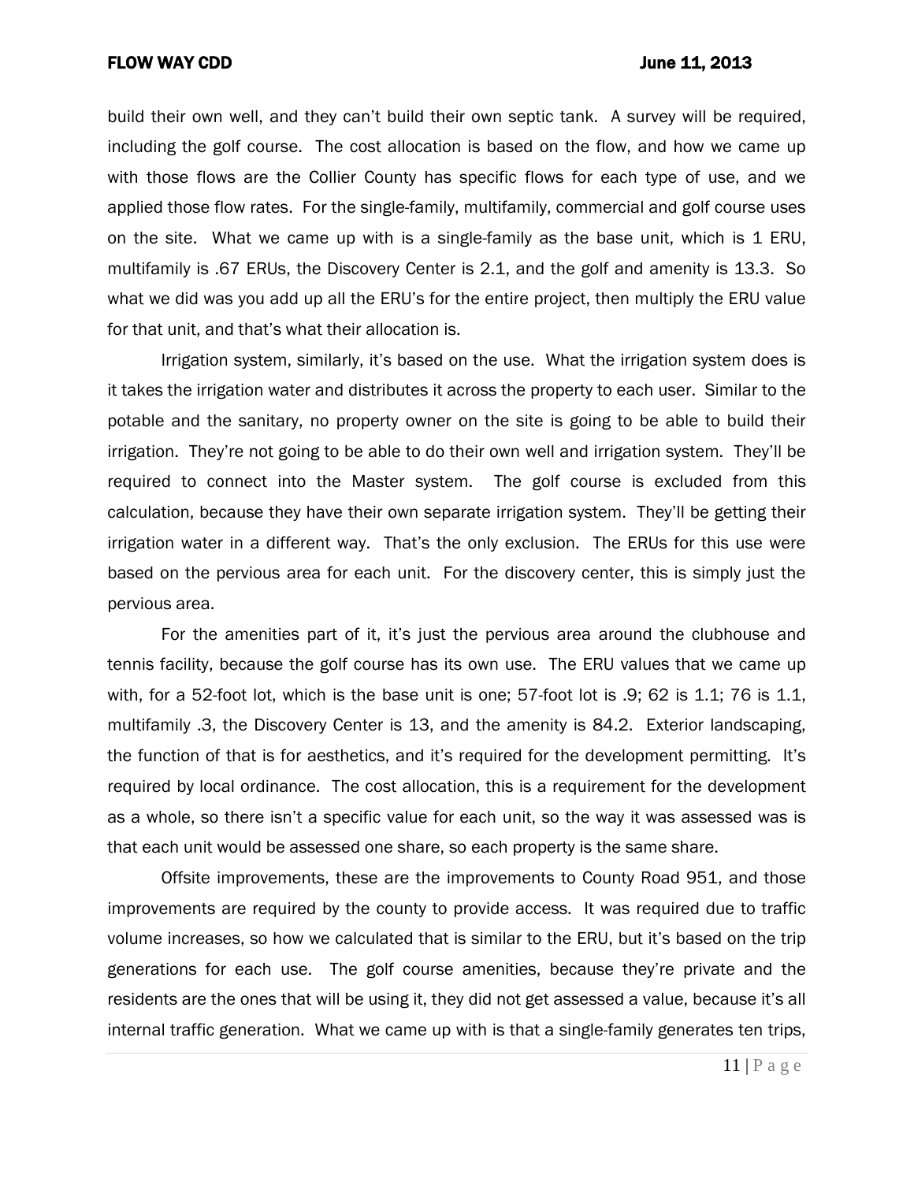build their own well, and they can't build their own septic tank. A survey will be required, including the golf course. The cost allocation is based on the flow, and how we came up with those flows are the Collier County has specific flows for each type of use, and we applied those flow rates. For the single-family, multifamily, commercial and golf course uses on the site. What we came up with is a single-family as the base unit, which is 1 ERU, multifamily is .67 ERUs, the Discovery Center is 2.1, and the golf and amenity is 13.3. So what we did was you add up all the ERU's for the entire project, then multiply the ERU value for that unit, and that's what their allocation is.

Irrigation system, similarly, it's based on the use. What the irrigation system does is it takes the irrigation water and distributes it across the property to each user. Similar to the potable and the sanitary, no property owner on the site is going to be able to build their irrigation. They're not going to be able to do their own well and irrigation system. They'll be required to connect into the Master system. The golf course is excluded from this calculation, because they have their own separate irrigation system. They'll be getting their irrigation water in a different way. That's the only exclusion. The ERUs for this use were based on the pervious area for each unit. For the discovery center, this is simply just the pervious area.

For the amenities part of it, it's just the pervious area around the clubhouse and tennis facility, because the golf course has its own use. The ERU values that we came up with, for a 52-foot lot, which is the base unit is one; 57-foot lot is .9; 62 is 1.1; 76 is 1.1, multifamily .3, the Discovery Center is 13, and the amenity is 84.2. Exterior landscaping, the function of that is for aesthetics, and it's required for the development permitting. It's required by local ordinance. The cost allocation, this is a requirement for the development as a whole, so there isn't a specific value for each unit, so the way it was assessed was is that each unit would be assessed one share, so each property is the same share.

Offsite improvements, these are the improvements to County Road 951, and those improvements are required by the county to provide access. It was required due to traffic volume increases, so how we calculated that is similar to the ERU, but it's based on the trip generations for each use. The golf course amenities, because they're private and the residents are the ones that will be using it, they did not get assessed a value, because it's all internal traffic generation. What we came up with is that a single-family generates ten trips,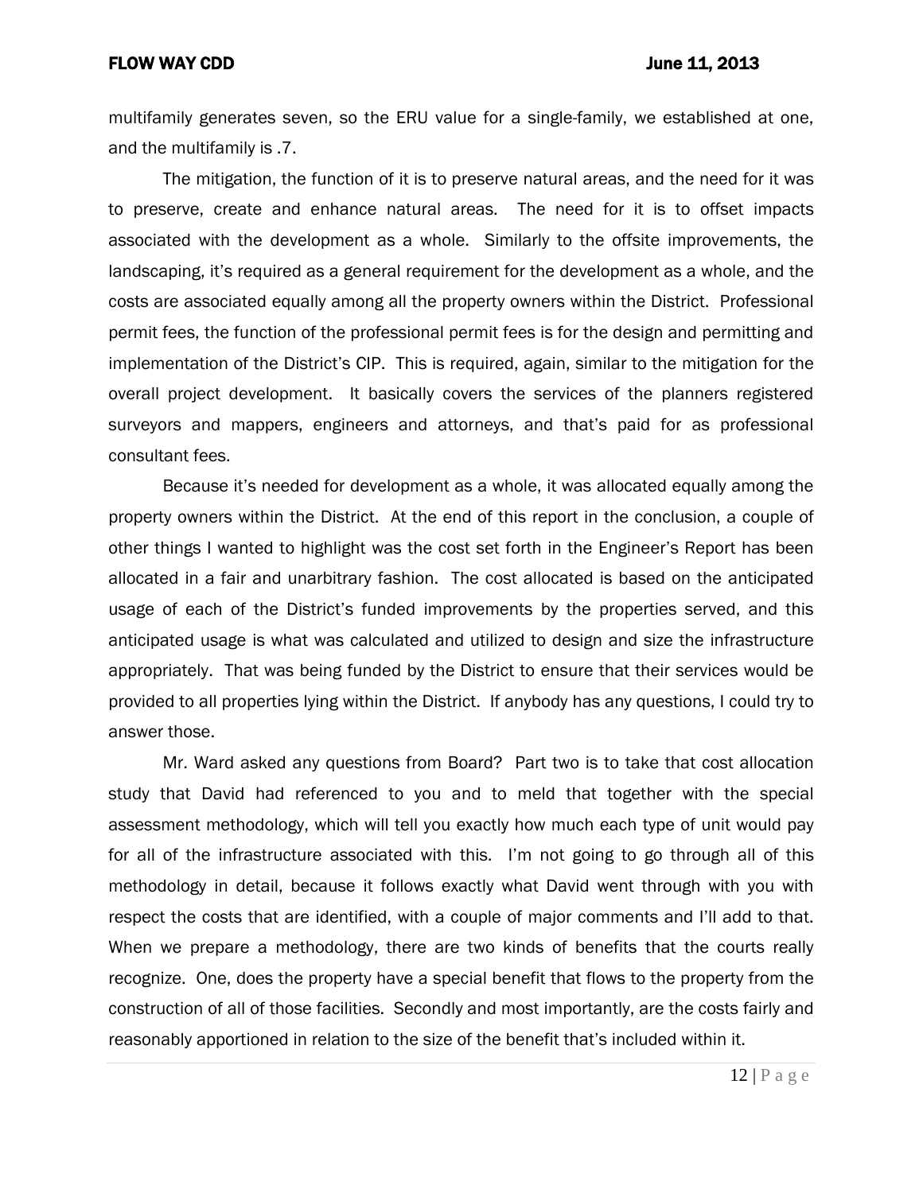multifamily generates seven, so the ERU value for a single-family, we established at one, and the multifamily is .7.

The mitigation, the function of it is to preserve natural areas, and the need for it was to preserve, create and enhance natural areas. The need for it is to offset impacts associated with the development as a whole. Similarly to the offsite improvements, the landscaping, it's required as a general requirement for the development as a whole, and the costs are associated equally among all the property owners within the District. Professional permit fees, the function of the professional permit fees is for the design and permitting and implementation of the District's CIP. This is required, again, similar to the mitigation for the overall project development. It basically covers the services of the planners registered surveyors and mappers, engineers and attorneys, and that's paid for as professional consultant fees.

Because it's needed for development as a whole, it was allocated equally among the property owners within the District. At the end of this report in the conclusion, a couple of other things I wanted to highlight was the cost set forth in the Engineer's Report has been allocated in a fair and unarbitrary fashion. The cost allocated is based on the anticipated usage of each of the District's funded improvements by the properties served, and this anticipated usage is what was calculated and utilized to design and size the infrastructure appropriately. That was being funded by the District to ensure that their services would be provided to all properties lying within the District. If anybody has any questions, I could try to answer those.

Mr. Ward asked any questions from Board? Part two is to take that cost allocation study that David had referenced to you and to meld that together with the special assessment methodology, which will tell you exactly how much each type of unit would pay for all of the infrastructure associated with this. I'm not going to go through all of this methodology in detail, because it follows exactly what David went through with you with respect the costs that are identified, with a couple of major comments and I'll add to that. When we prepare a methodology, there are two kinds of benefits that the courts really recognize. One, does the property have a special benefit that flows to the property from the construction of all of those facilities. Secondly and most importantly, are the costs fairly and reasonably apportioned in relation to the size of the benefit that's included within it.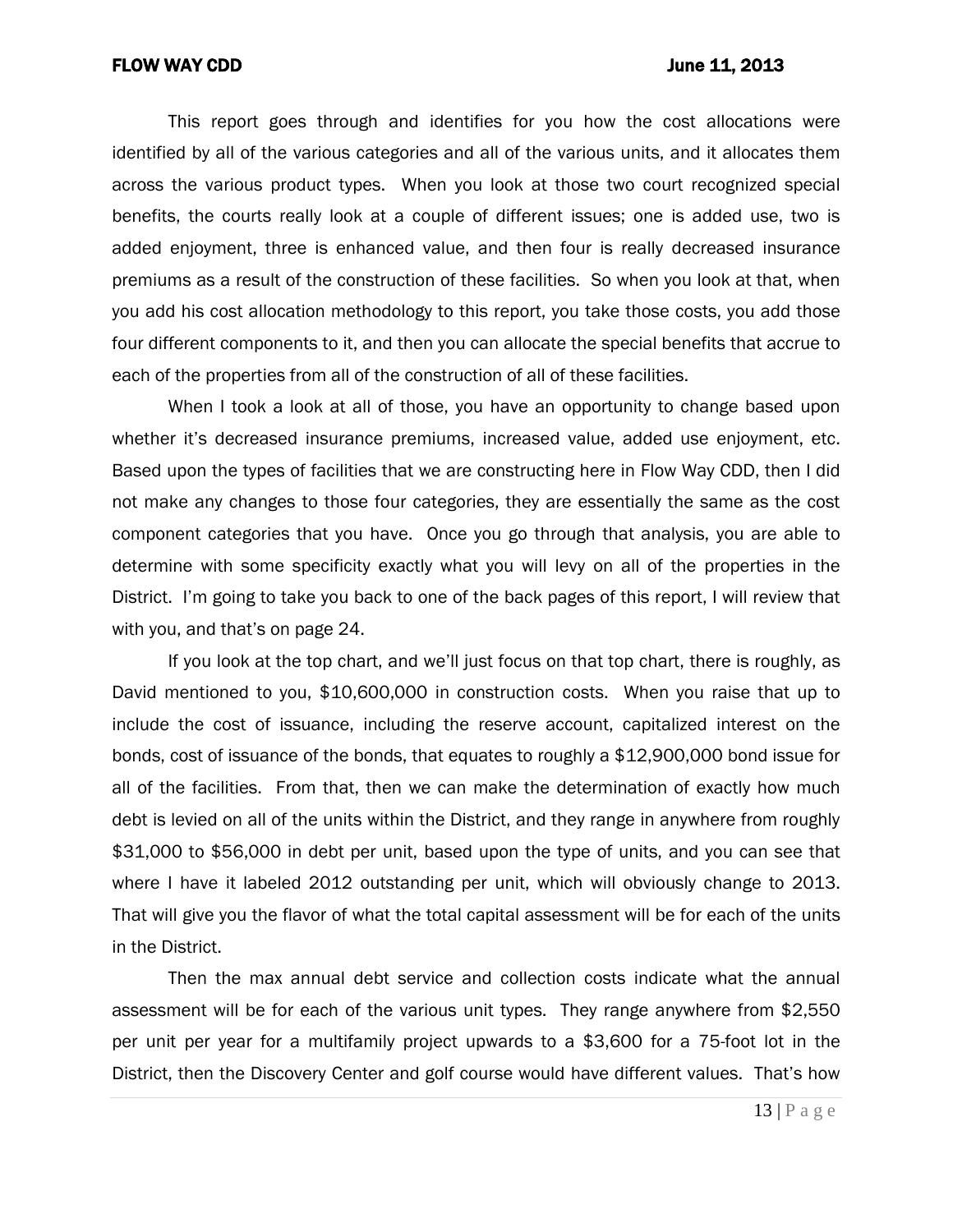This report goes through and identifies for you how the cost allocations were identified by all of the various categories and all of the various units, and it allocates them across the various product types. When you look at those two court recognized special benefits, the courts really look at a couple of different issues; one is added use, two is added enjoyment, three is enhanced value, and then four is really decreased insurance premiums as a result of the construction of these facilities. So when you look at that, when you add his cost allocation methodology to this report, you take those costs, you add those four different components to it, and then you can allocate the special benefits that accrue to each of the properties from all of the construction of all of these facilities.

When I took a look at all of those, you have an opportunity to change based upon whether it's decreased insurance premiums, increased value, added use enjoyment, etc. Based upon the types of facilities that we are constructing here in Flow Way CDD, then I did not make any changes to those four categories, they are essentially the same as the cost component categories that you have. Once you go through that analysis, you are able to determine with some specificity exactly what you will levy on all of the properties in the District. I'm going to take you back to one of the back pages of this report, I will review that with you, and that's on page 24.

If you look at the top chart, and we'll just focus on that top chart, there is roughly, as David mentioned to you, $10,600,000 in construction costs. When you raise that up to include the cost of issuance, including the reserve account, capitalized interest on the bonds, cost of issuance of the bonds, that equates to roughly a $12,900,000 bond issue for all of the facilities. From that, then we can make the determination of exactly how much debt is levied on all of the units within the District, and they range in anywhere from roughly $31,000 to $56,000 in debt per unit, based upon the type of units, and you can see that where I have it labeled 2012 outstanding per unit, which will obviously change to 2013. That will give you the flavor of what the total capital assessment will be for each of the units in the District.

Then the max annual debt service and collection costs indicate what the annual assessment will be for each of the various unit types. They range anywhere from $2,550 per unit per year for a multifamily project upwards to a $3,600 for a 75-foot lot in the District, then the Discovery Center and golf course would have different values. That's how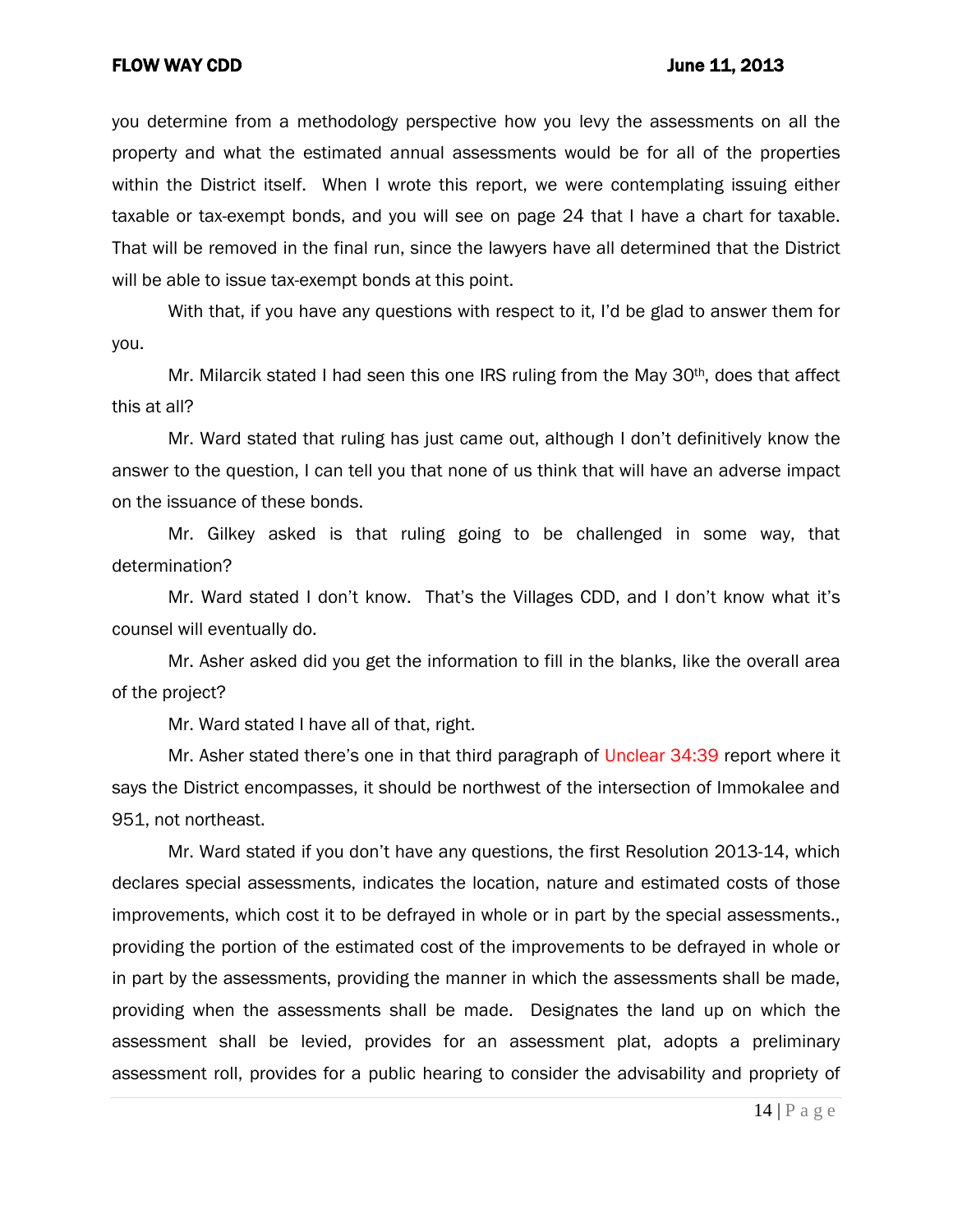you determine from a methodology perspective how you levy the assessments on all the property and what the estimated annual assessments would be for all of the properties within the District itself. When I wrote this report, we were contemplating issuing either taxable or tax-exempt bonds, and you will see on page 24 that I have a chart for taxable. That will be removed in the final run, since the lawyers have all determined that the District will be able to issue tax-exempt bonds at this point.

With that, if you have any questions with respect to it, I'd be glad to answer them for you.

Mr. Milarcik stated I had seen this one IRS ruling from the May 30th, does that affect this at all?

Mr. Ward stated that ruling has just came out, although I don't definitively know the answer to the question, I can tell you that none of us think that will have an adverse impact on the issuance of these bonds.

Mr. Gilkey asked is that ruling going to be challenged in some way, that determination?

Mr. Ward stated I don't know. That's the Villages CDD, and I don't know what it's counsel will eventually do.

Mr. Asher asked did you get the information to fill in the blanks, like the overall area of the project?

Mr. Ward stated I have all of that, right.

Mr. Asher stated there's one in that third paragraph of Unclear 34:39 report where it says the District encompasses, it should be northwest of the intersection of Immokalee and 951, not northeast.

Mr. Ward stated if you don't have any questions, the first Resolution 2013-14, which declares special assessments, indicates the location, nature and estimated costs of those improvements, which cost it to be defrayed in whole or in part by the special assessments., providing the portion of the estimated cost of the improvements to be defrayed in whole or in part by the assessments, providing the manner in which the assessments shall be made, providing when the assessments shall be made. Designates the land up on which the assessment shall be levied, provides for an assessment plat, adopts a preliminary assessment roll, provides for a public hearing to consider the advisability and propriety of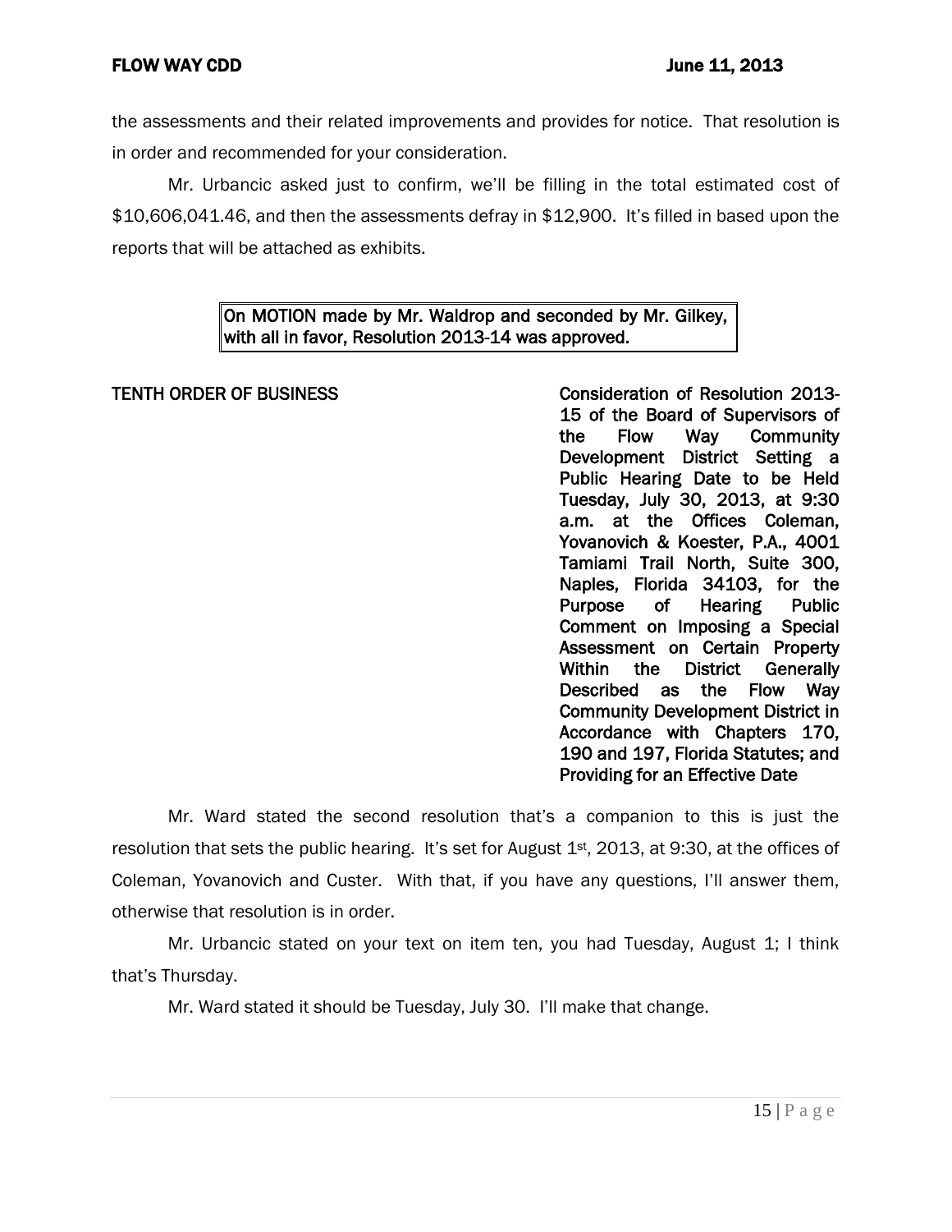the assessments and their related improvements and provides for notice. That resolution is in order and recommended for your consideration.

Mr. Urbancic asked just to confirm, we'll be filling in the total estimated cost of $10,606,041.46, and then the assessments defray in $12,900. It's filled in based upon the reports that will be attached as exhibits.

> **On MOTION made by Mr. Waldrop and seconded by Mr. Gilkey, with all in favor, Resolution 2013-14 was approved.**

**TENTH ORDER OF BUSINESS** — **Consideration of Resolution 2013-15 of the Board of Supervisors of the Flow Way Community Development District Setting a Public Hearing Date to be Held Tuesday, July 30, 2013, at 9:30 a.m. at the Offices Coleman, Yovanovich & Koester, P.A., 4001 Tamiami Trail North, Suite 300, Naples, Florida 34103, for the Purpose of Hearing Public Comment on Imposing a Special Assessment on Certain Property Within the District Generally Described as the Flow Way Community Development District in Accordance with Chapters 170, 190 and 197, Florida Statutes; and Providing for an Effective Date**

Mr. Ward stated the second resolution that's a companion to this is just the resolution that sets the public hearing. It's set for August 1st, 2013, at 9:30, at the offices of Coleman, Yovanovich and Custer. With that, if you have any questions, I'll answer them, otherwise that resolution is in order.

Mr. Urbancic stated on your text on item ten, you had Tuesday, August 1; I think that's Thursday.

Mr. Ward stated it should be Tuesday, July 30. I'll make that change.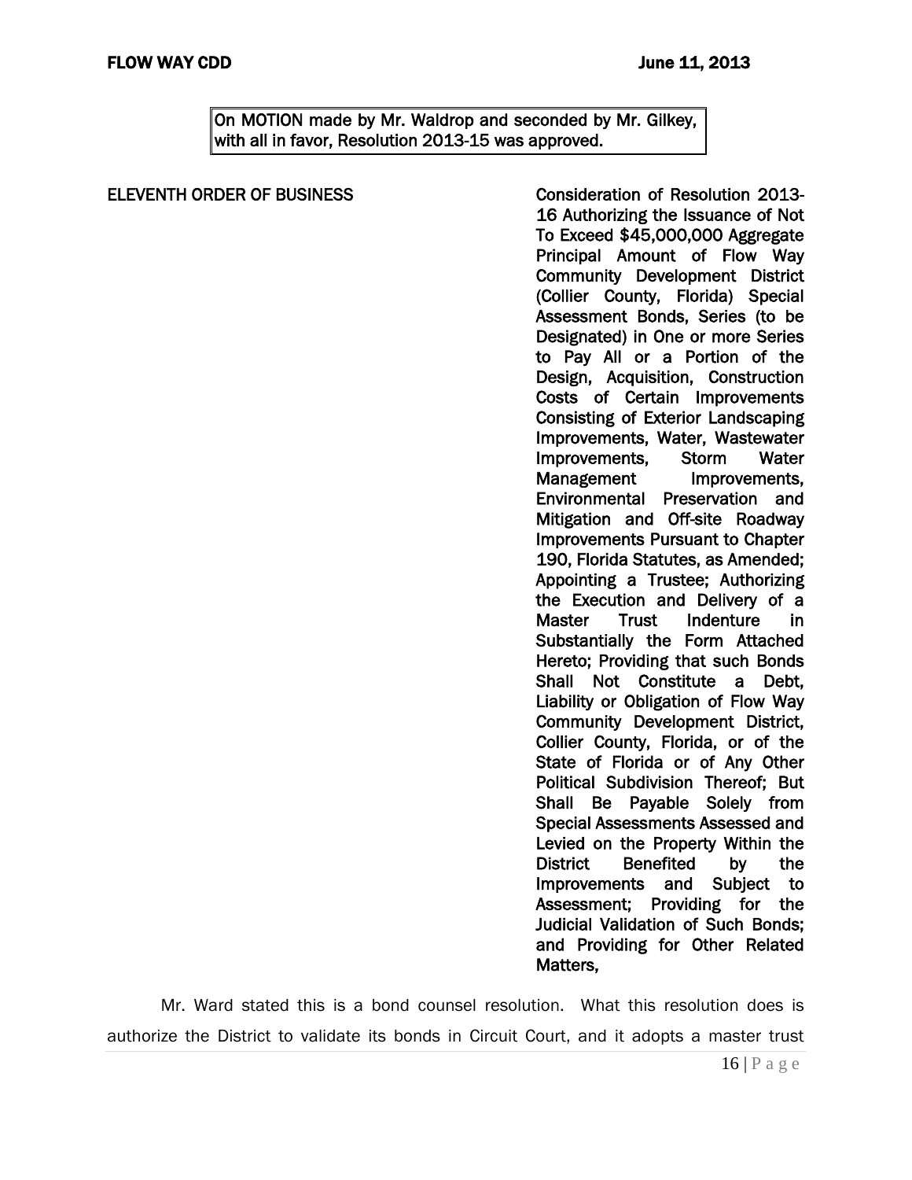On MOTION made by Mr. Waldrop and seconded by Mr. Gilkey, with all in favor, Resolution 2013-15 was approved.

ELEVENTH ORDER OF BUSINESS

Consideration of Resolution 2013-16 Authorizing the Issuance of Not To Exceed $45,000,000 Aggregate Principal Amount of Flow Way Community Development District (Collier County, Florida) Special Assessment Bonds, Series (to be Designated) in One or more Series to Pay All or a Portion of the Design, Acquisition, Construction Costs of Certain Improvements Consisting of Exterior Landscaping Improvements, Water, Wastewater Improvements, Storm Water Management Improvements, Environmental Preservation and Mitigation and Off-site Roadway Improvements Pursuant to Chapter 190, Florida Statutes, as Amended; Appointing a Trustee; Authorizing the Execution and Delivery of a Master Trust Indenture in Substantially the Form Attached Hereto; Providing that such Bonds Shall Not Constitute a Debt, Liability or Obligation of Flow Way Community Development District, Collier County, Florida, or of the State of Florida or of Any Other Political Subdivision Thereof; But Shall Be Payable Solely from Special Assessments Assessed and Levied on the Property Within the District Benefited by the Improvements and Subject to Assessment; Providing for the Judicial Validation of Such Bonds; and Providing for Other Related Matters,

Mr. Ward stated this is a bond counsel resolution. What this resolution does is authorize the District to validate its bonds in Circuit Court, and it adopts a master trust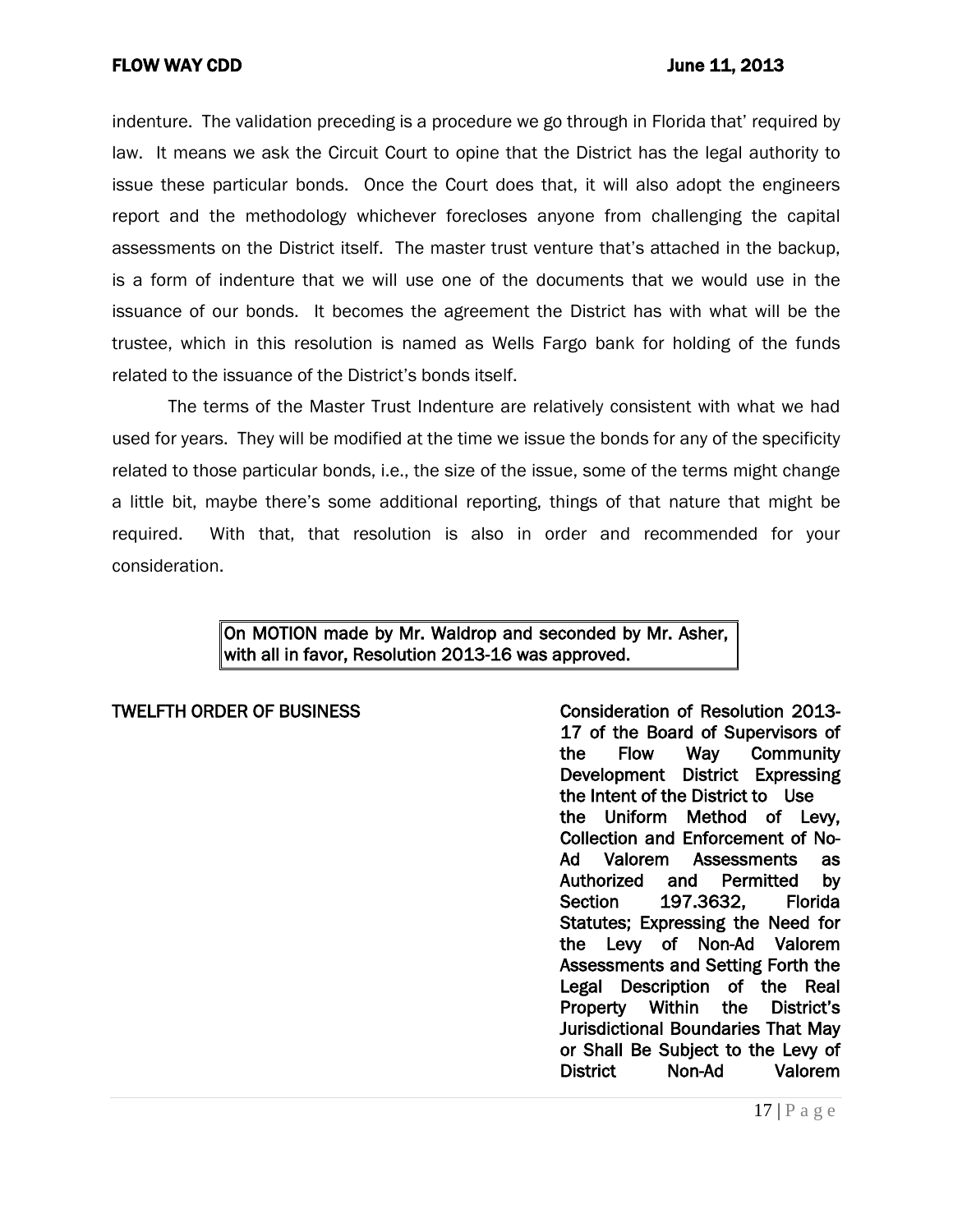indenture. The validation preceding is a procedure we go through in Florida that' required by law. It means we ask the Circuit Court to opine that the District has the legal authority to issue these particular bonds. Once the Court does that, it will also adopt the engineers report and the methodology whichever forecloses anyone from challenging the capital assessments on the District itself. The master trust venture that's attached in the backup, is a form of indenture that we will use one of the documents that we would use in the issuance of our bonds. It becomes the agreement the District has with what will be the trustee, which in this resolution is named as Wells Fargo bank for holding of the funds related to the issuance of the District's bonds itself.

The terms of the Master Trust Indenture are relatively consistent with what we had used for years. They will be modified at the time we issue the bonds for any of the specificity related to those particular bonds, i.e., the size of the issue, some of the terms might change a little bit, maybe there's some additional reporting, things of that nature that might be required. With that, that resolution is also in order and recommended for your consideration.

**On MOTION made by Mr. Waldrop and seconded by Mr. Asher, with all in favor, Resolution 2013-16 was approved.**

**TWELFTH ORDER OF BUSINESS** — **Consideration of Resolution 2013-17 of the Board of Supervisors of the Flow Way Community Development District Expressing the Intent of the District to Use the Uniform Method of Levy, Collection and Enforcement of No-Ad Valorem Assessments as Authorized and Permitted by Section 197.3632, Florida Statutes; Expressing the Need for the Levy of Non-Ad Valorem Assessments and Setting Forth the Legal Description of the Real Property Within the District's Jurisdictional Boundaries That May or Shall Be Subject to the Levy of District Non-Ad Valorem**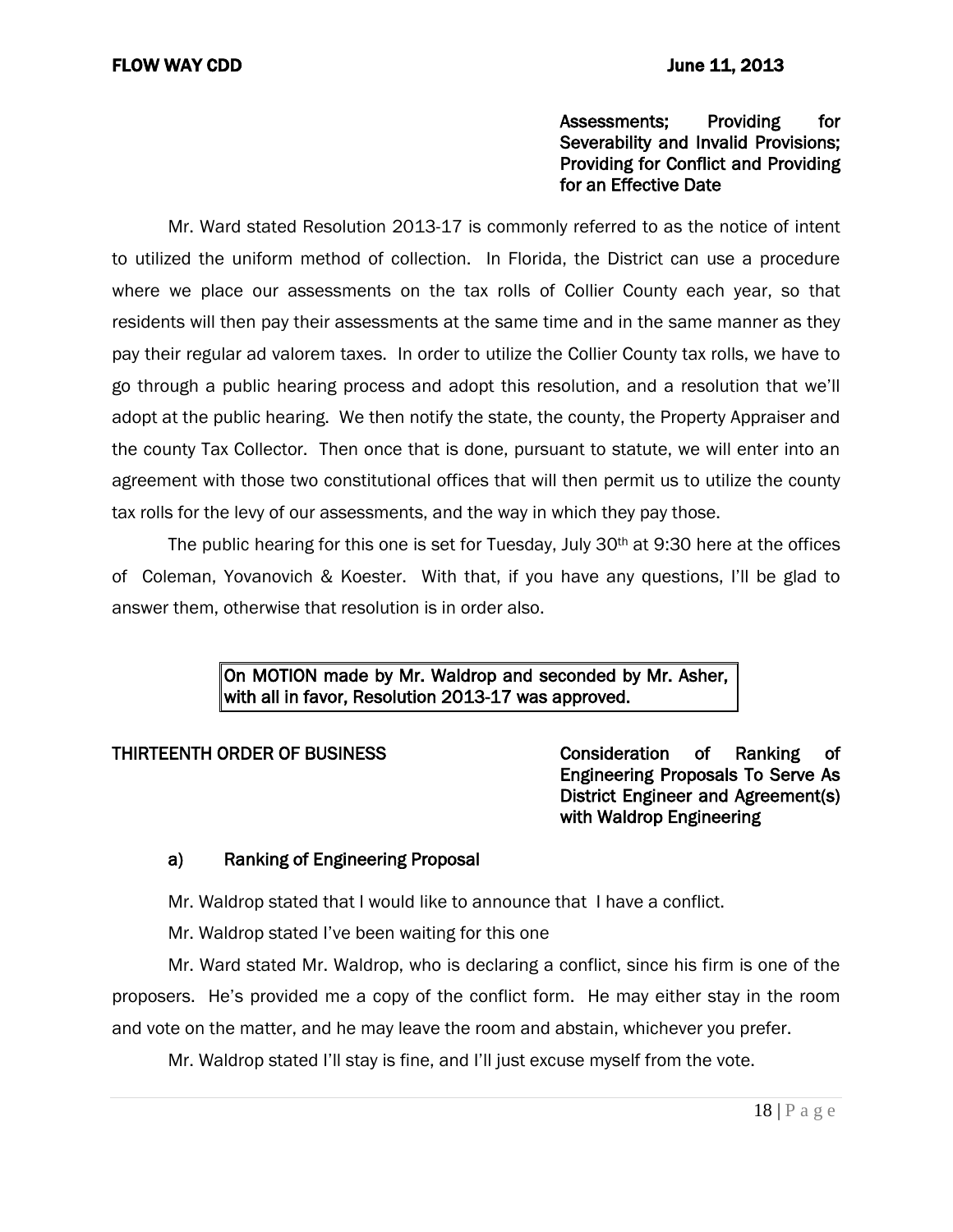**Assessments; Providing for Severability and Invalid Provisions; Providing for Conflict and Providing for an Effective Date**

Mr. Ward stated Resolution 2013-17 is commonly referred to as the notice of intent to utilized the uniform method of collection. In Florida, the District can use a procedure where we place our assessments on the tax rolls of Collier County each year, so that residents will then pay their assessments at the same time and in the same manner as they pay their regular ad valorem taxes. In order to utilize the Collier County tax rolls, we have to go through a public hearing process and adopt this resolution, and a resolution that we'll adopt at the public hearing. We then notify the state, the county, the Property Appraiser and the county Tax Collector. Then once that is done, pursuant to statute, we will enter into an agreement with those two constitutional offices that will then permit us to utilize the county tax rolls for the levy of our assessments, and the way in which they pay those.

The public hearing for this one is set for Tuesday, July 30th at 9:30 here at the offices of Coleman, Yovanovich & Koester. With that, if you have any questions, I'll be glad to answer them, otherwise that resolution is in order also.

**On MOTION made by Mr. Waldrop and seconded by Mr. Asher, with all in favor, Resolution 2013-17 was approved.**

**THIRTEENTH ORDER OF BUSINESS** — **Consideration of Ranking of Engineering Proposals To Serve As District Engineer and Agreement(s) with Waldrop Engineering**

**a) Ranking of Engineering Proposal**

Mr. Waldrop stated that I would like to announce that I have a conflict.

Mr. Waldrop stated I've been waiting for this one

Mr. Ward stated Mr. Waldrop, who is declaring a conflict, since his firm is one of the proposers. He's provided me a copy of the conflict form. He may either stay in the room and vote on the matter, and he may leave the room and abstain, whichever you prefer.

Mr. Waldrop stated I'll stay is fine, and I'll just excuse myself from the vote.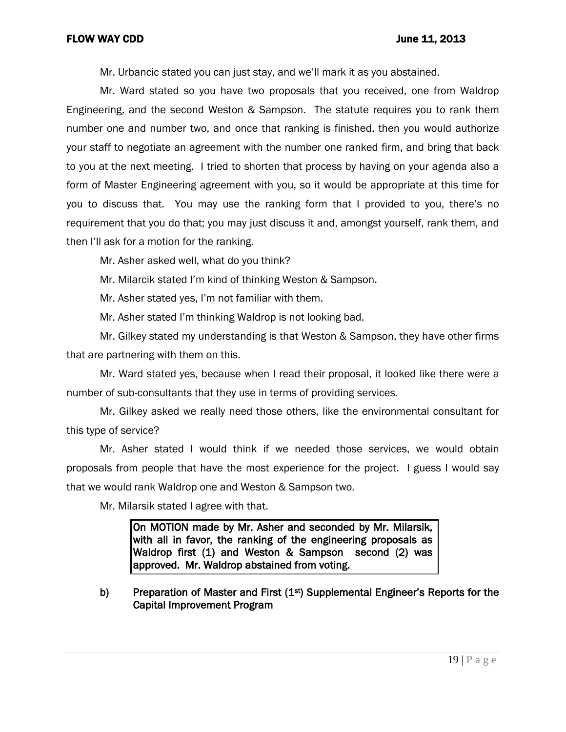Mr. Urbancic stated you can just stay, and we'll mark it as you abstained.

Mr. Ward stated so you have two proposals that you received, one from Waldrop Engineering, and the second Weston & Sampson. The statute requires you to rank them number one and number two, and once that ranking is finished, then you would authorize your staff to negotiate an agreement with the number one ranked firm, and bring that back to you at the next meeting. I tried to shorten that process by having on your agenda also a form of Master Engineering agreement with you, so it would be appropriate at this time for you to discuss that. You may use the ranking form that I provided to you, there's no requirement that you do that; you may just discuss it and, amongst yourself, rank them, and then I'll ask for a motion for the ranking.

Mr. Asher asked well, what do you think?

Mr. Milarcik stated I'm kind of thinking Weston & Sampson.

Mr. Asher stated yes, I'm not familiar with them.

Mr. Asher stated I'm thinking Waldrop is not looking bad.

Mr. Gilkey stated my understanding is that Weston & Sampson, they have other firms that are partnering with them on this.

Mr. Ward stated yes, because when I read their proposal, it looked like there were a number of sub-consultants that they use in terms of providing services.

Mr. Gilkey asked we really need those others, like the environmental consultant for this type of service?

Mr. Asher stated I would think if we needed those services, we would obtain proposals from people that have the most experience for the project. I guess I would say that we would rank Waldrop one and Weston & Sampson two.

Mr. Milarsik stated I agree with that.

> **On MOTION made by Mr. Asher and seconded by Mr. Milarsik, with all in favor, the ranking of the engineering proposals as Waldrop first (1) and Weston & Sampson second (2) was approved. Mr. Waldrop abstained from voting.**

**b) Preparation of Master and First (1st) Supplemental Engineer's Reports for the Capital Improvement Program**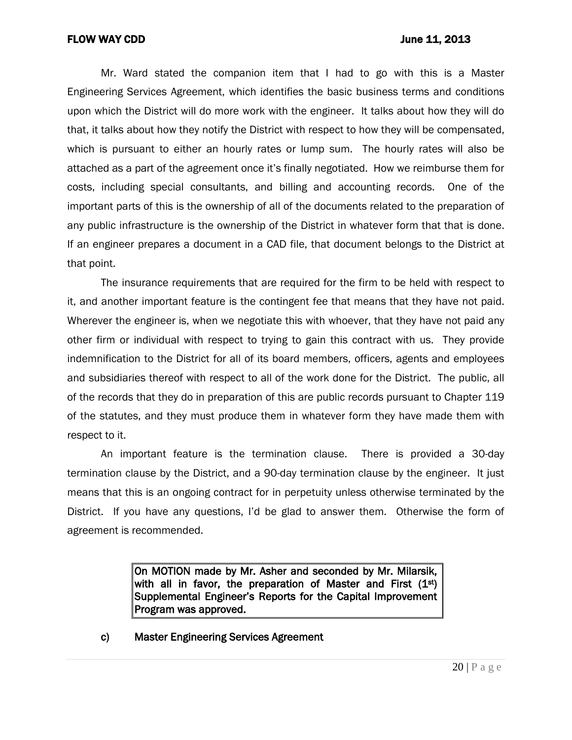Mr. Ward stated the companion item that I had to go with this is a Master Engineering Services Agreement, which identifies the basic business terms and conditions upon which the District will do more work with the engineer. It talks about how they will do that, it talks about how they notify the District with respect to how they will be compensated, which is pursuant to either an hourly rates or lump sum. The hourly rates will also be attached as a part of the agreement once it's finally negotiated. How we reimburse them for costs, including special consultants, and billing and accounting records. One of the important parts of this is the ownership of all of the documents related to the preparation of any public infrastructure is the ownership of the District in whatever form that that is done. If an engineer prepares a document in a CAD file, that document belongs to the District at that point.

The insurance requirements that are required for the firm to be held with respect to it, and another important feature is the contingent fee that means that they have not paid. Wherever the engineer is, when we negotiate this with whoever, that they have not paid any other firm or individual with respect to trying to gain this contract with us. They provide indemnification to the District for all of its board members, officers, agents and employees and subsidiaries thereof with respect to all of the work done for the District. The public, all of the records that they do in preparation of this are public records pursuant to Chapter 119 of the statutes, and they must produce them in whatever form they have made them with respect to it.

An important feature is the termination clause. There is provided a 30-day termination clause by the District, and a 90-day termination clause by the engineer. It just means that this is an ongoing contract for in perpetuity unless otherwise terminated by the District. If you have any questions, I'd be glad to answer them. Otherwise the form of agreement is recommended.

> **On MOTION made by Mr. Asher and seconded by Mr. Milarsik, with all in favor, the preparation of Master and First (1st) Supplemental Engineer's Reports for the Capital Improvement Program was approved.**

**c) Master Engineering Services Agreement**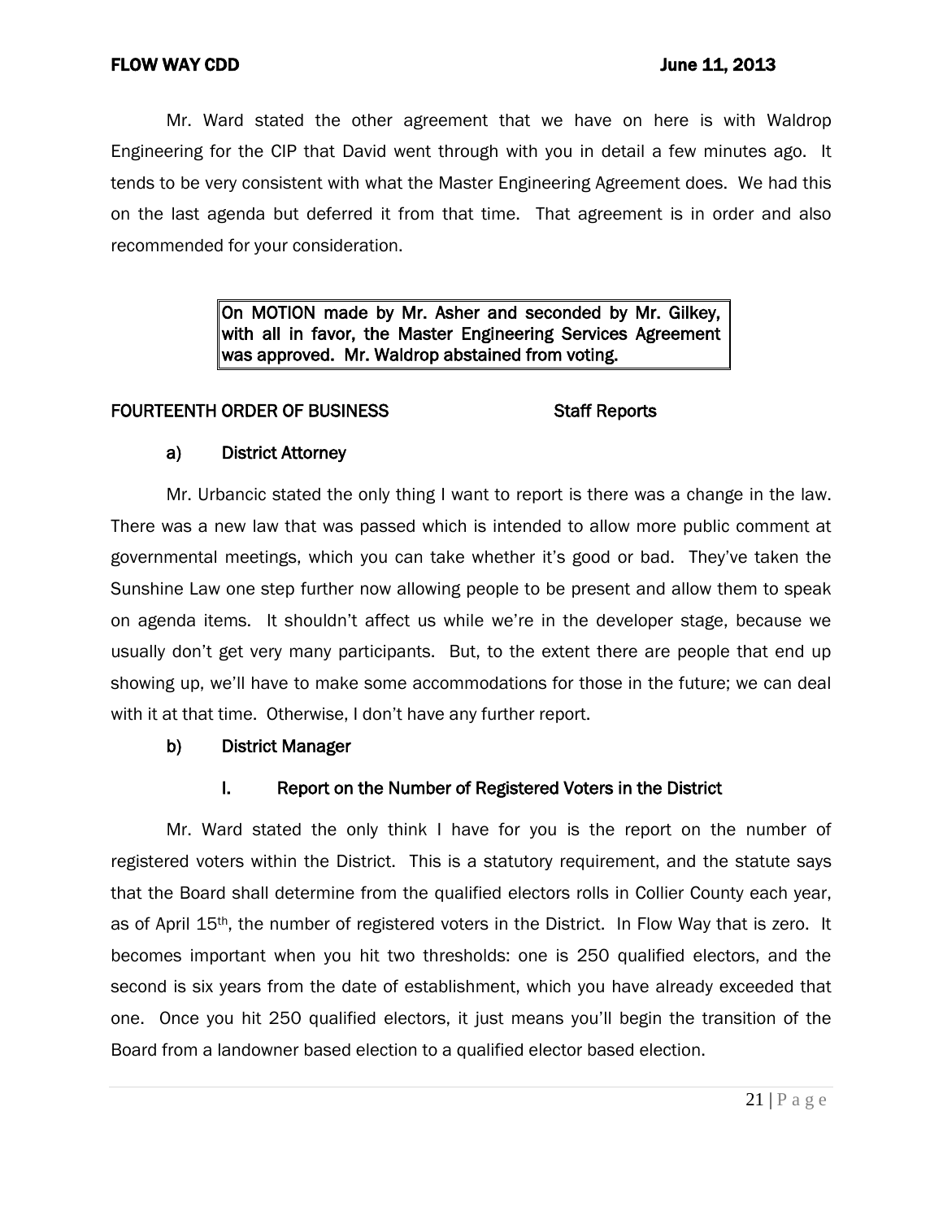Mr. Ward stated the other agreement that we have on here is with Waldrop Engineering for the CIP that David went through with you in detail a few minutes ago. It tends to be very consistent with what the Master Engineering Agreement does. We had this on the last agenda but deferred it from that time. That agreement is in order and also recommended for your consideration.

> **On MOTION made by Mr. Asher and seconded by Mr. Gilkey, with all in favor, the Master Engineering Services Agreement was approved. Mr. Waldrop abstained from voting.**

**FOURTEENTH ORDER OF BUSINESS** **Staff Reports**

**a) District Attorney**

Mr. Urbancic stated the only thing I want to report is there was a change in the law. There was a new law that was passed which is intended to allow more public comment at governmental meetings, which you can take whether it's good or bad. They've taken the Sunshine Law one step further now allowing people to be present and allow them to speak on agenda items. It shouldn't affect us while we're in the developer stage, because we usually don't get very many participants. But, to the extent there are people that end up showing up, we'll have to make some accommodations for those in the future; we can deal with it at that time. Otherwise, I don't have any further report.

**b) District Manager**

**I. Report on the Number of Registered Voters in the District**

Mr. Ward stated the only think I have for you is the report on the number of registered voters within the District. This is a statutory requirement, and the statute says that the Board shall determine from the qualified electors rolls in Collier County each year, as of April 15th, the number of registered voters in the District. In Flow Way that is zero. It becomes important when you hit two thresholds: one is 250 qualified electors, and the second is six years from the date of establishment, which you have already exceeded that one. Once you hit 250 qualified electors, it just means you'll begin the transition of the Board from a landowner based election to a qualified elector based election.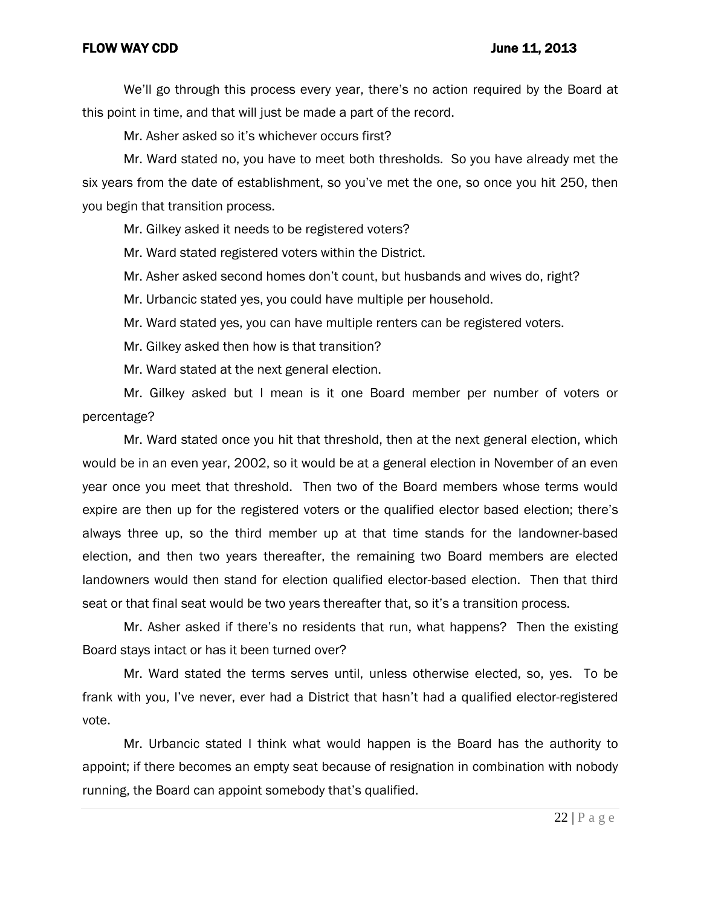We'll go through this process every year, there's no action required by the Board at this point in time, and that will just be made a part of the record.

Mr. Asher asked so it's whichever occurs first?

Mr. Ward stated no, you have to meet both thresholds. So you have already met the six years from the date of establishment, so you've met the one, so once you hit 250, then you begin that transition process.

Mr. Gilkey asked it needs to be registered voters?

Mr. Ward stated registered voters within the District.

Mr. Asher asked second homes don't count, but husbands and wives do, right?

Mr. Urbancic stated yes, you could have multiple per household.

Mr. Ward stated yes, you can have multiple renters can be registered voters.

Mr. Gilkey asked then how is that transition?

Mr. Ward stated at the next general election.

Mr. Gilkey asked but I mean is it one Board member per number of voters or percentage?

Mr. Ward stated once you hit that threshold, then at the next general election, which would be in an even year, 2002, so it would be at a general election in November of an even year once you meet that threshold. Then two of the Board members whose terms would expire are then up for the registered voters or the qualified elector based election; there's always three up, so the third member up at that time stands for the landowner-based election, and then two years thereafter, the remaining two Board members are elected landowners would then stand for election qualified elector-based election. Then that third seat or that final seat would be two years thereafter that, so it's a transition process.

Mr. Asher asked if there's no residents that run, what happens? Then the existing Board stays intact or has it been turned over?

Mr. Ward stated the terms serves until, unless otherwise elected, so, yes. To be frank with you, I've never, ever had a District that hasn't had a qualified elector-registered vote.

Mr. Urbancic stated I think what would happen is the Board has the authority to appoint; if there becomes an empty seat because of resignation in combination with nobody running, the Board can appoint somebody that's qualified.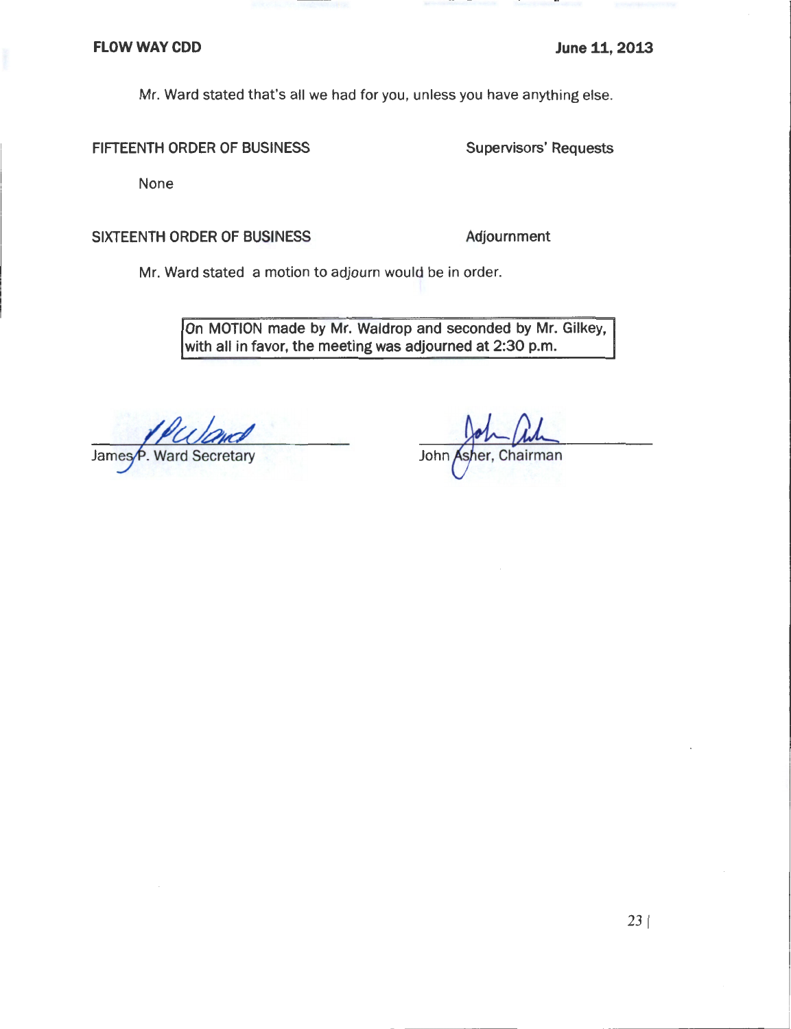Mr. Ward stated that's all we had for you, unless you have anything else.

**FIFTEENTH ORDER OF BUSINESS** — Supervisors' Requests

None

**SIXTEENTH ORDER OF BUSINESS** — Adjournment

Mr. Ward stated a motion to adjourn would be in order.

> On MOTION made by Mr. Waldrop and seconded by Mr. Gilkey, with all in favor, the meeting was adjourned at 2:30 p.m.

James P. Ward Secretary

John Asher, Chairman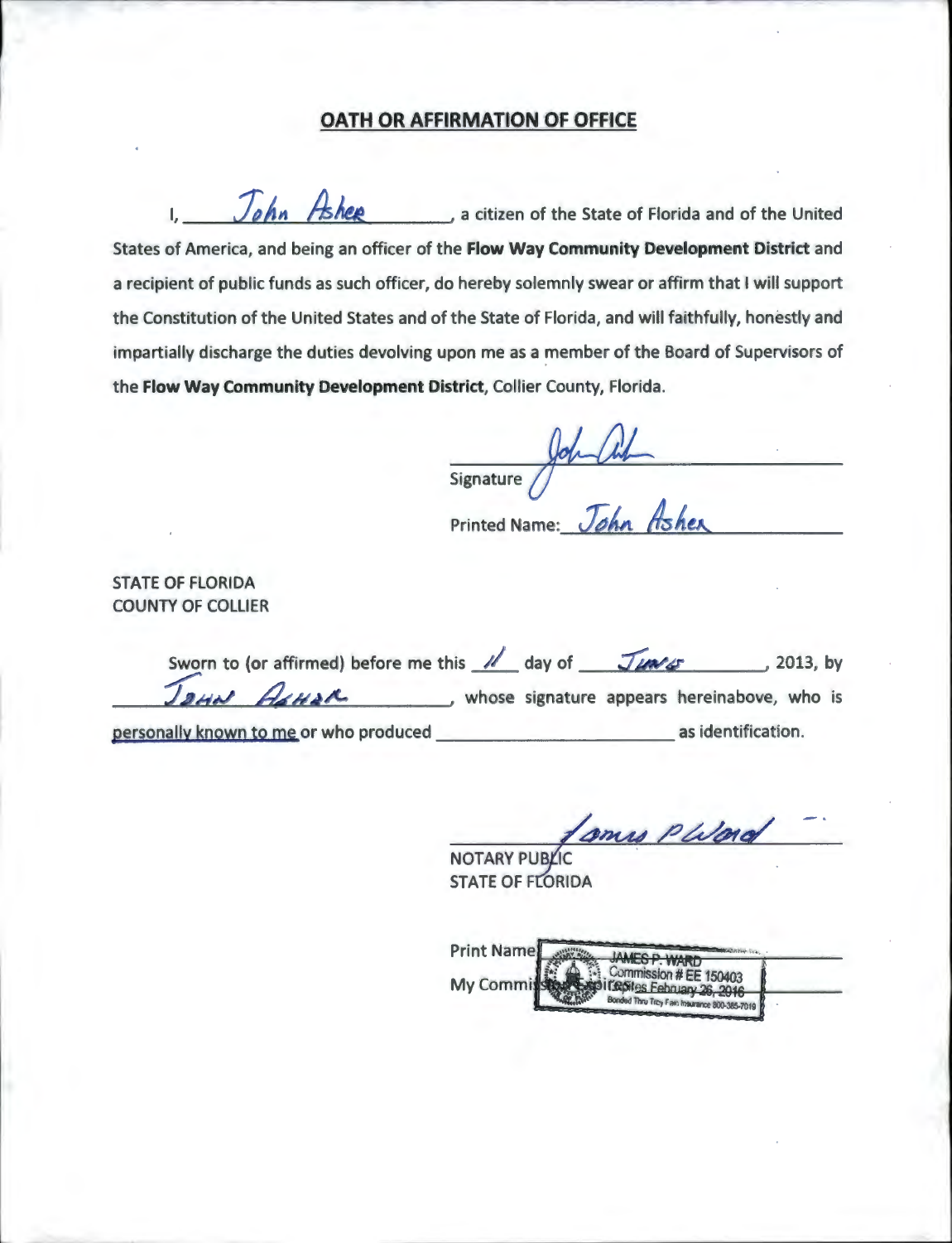# OATH OR AFFIRMATION OF OFFICE

I, John Asher, a citizen of the State of Florida and of the United States of America, and being an officer of the **Flow Way Community Development District** and a recipient of public funds as such officer, do hereby solemnly swear or affirm that I will support the Constitution of the United States and of the State of Florida, and will faithfully, honestly and impartially discharge the duties devolving upon me as a member of the Board of Supervisors of the **Flow Way Community Development District**, Collier County, Florida.

Signature ____________________

Printed Name: John Asher

STATE OF FLORIDA
COUNTY OF COLLIER

Sworn to (or affirmed) before me this 11 day of June, 2013, by John Asher, whose signature appears hereinabove, who is personally known to me or who produced ____________________ as identification.

____________________
NOTARY PUBLIC
STATE OF FLORIDA

Print Name: JAMES P. WARD
My Commission Expires: February 26, 2016

JAMES P. WARD
Commission # EE 150403
Expires February 26, 2016
Bonded Thru Troy Fain Insurance 800-385-7019